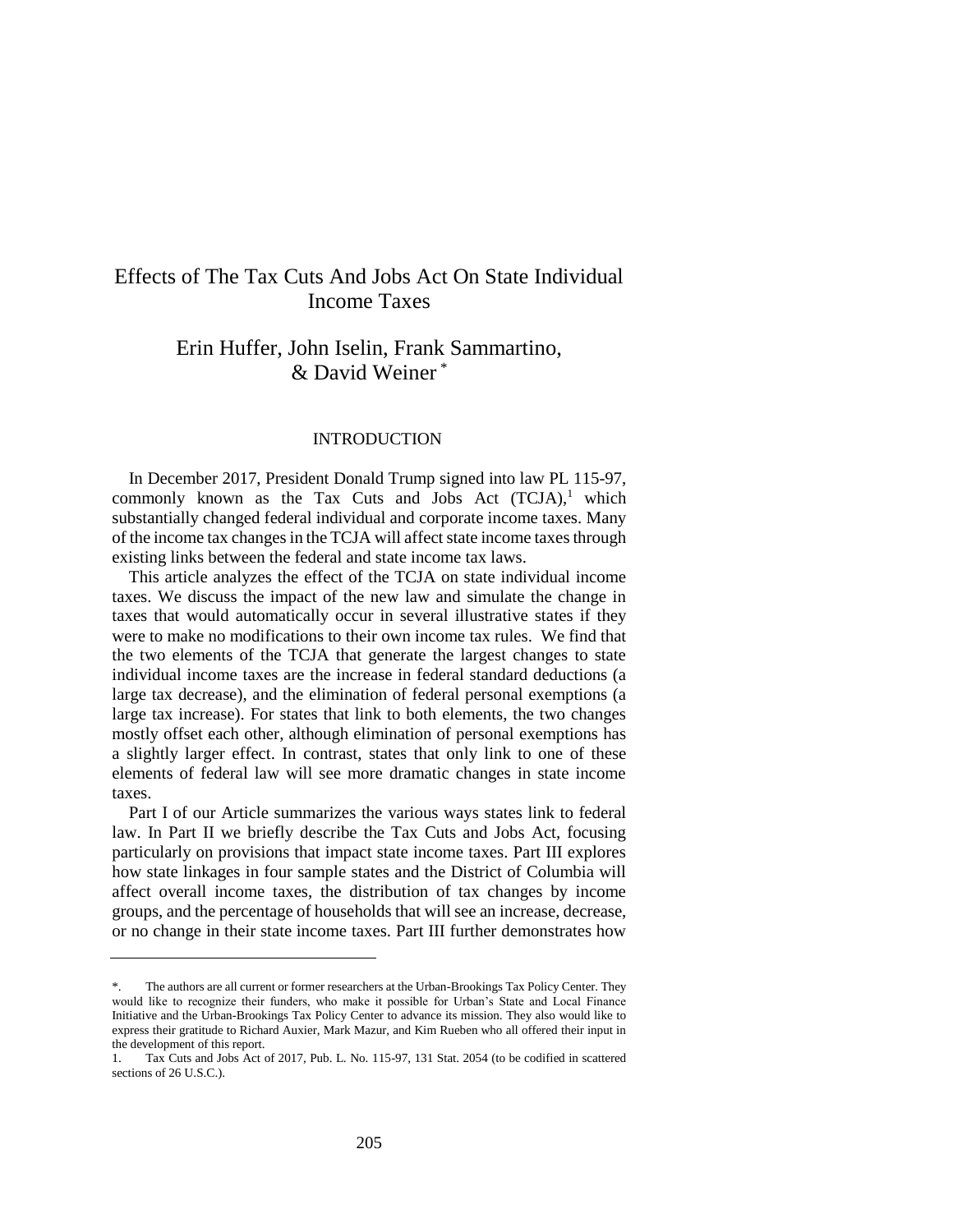# Effects of The Tax Cuts And Jobs Act On State Individual Income Taxes

## Erin Huffer, John Iselin, Frank Sammartino, & David Weiner [*]

### INTRODUCTION

In December 2017, President Donald Trump signed into law PL 115-97, commonly known as the Tax Cuts and Jobs Act (TCJA),[1] which substantially changed federal individual and corporate income taxes. Many of the income tax changes in the TCJA will affect state income taxes through existing links between the federal and state income tax laws.

This article analyzes the effect of the TCJA on state individual income taxes. We discuss the impact of the new law and simulate the change in taxes that would automatically occur in several illustrative states if they were to make no modifications to their own income tax rules. We find that the two elements of the TCJA that generate the largest changes to state individual income taxes are the increase in federal standard deductions (a large tax decrease), and the elimination of federal personal exemptions (a large tax increase). For states that link to both elements, the two changes mostly offset each other, although elimination of personal exemptions has a slightly larger effect. In contrast, states that only link to one of these elements of federal law will see more dramatic changes in state income taxes.

Part I of our Article summarizes the various ways states link to federal law. In Part II we briefly describe the Tax Cuts and Jobs Act, focusing particularly on provisions that impact state income taxes. Part III explores how state linkages in four sample states and the District of Columbia will affect overall income taxes, the distribution of tax changes by income groups, and the percentage of households that will see an increase, decrease, or no change in their state income taxes. Part III further demonstrates how

---

*. The authors are all current or former researchers at the Urban-Brookings Tax Policy Center. They would like to recognize their funders, who make it possible for Urban's State and Local Finance Initiative and the Urban-Brookings Tax Policy Center to advance its mission. They also would like to express their gratitude to Richard Auxier, Mark Mazur, and Kim Rueben who all offered their input in the development of this report.

1. Tax Cuts and Jobs Act of 2017, Pub. L. No. 115-97, 131 Stat. 2054 (to be codified in scattered sections of 26 U.S.C.).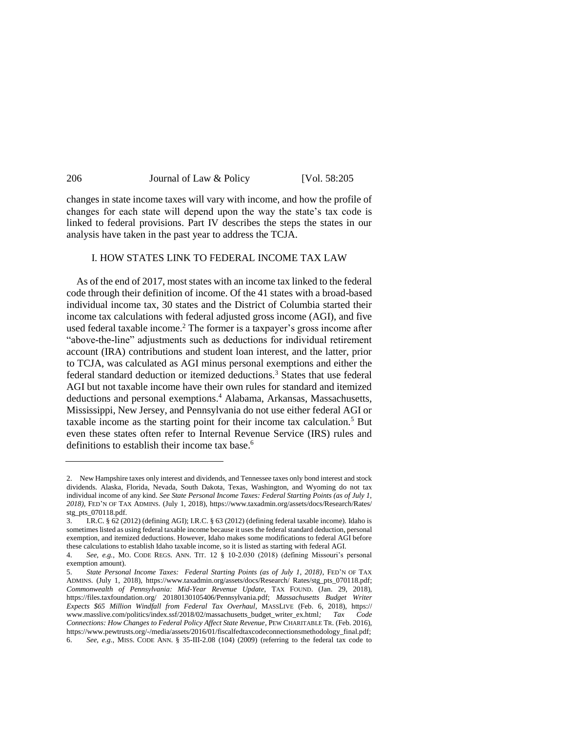changes in state income taxes will vary with income, and how the profile of changes for each state will depend upon the way the state's tax code is linked to federal provisions. Part IV describes the steps the states in our analysis have taken in the past year to address the TCJA.

## I. HOW STATES LINK TO FEDERAL INCOME TAX LAW

As of the end of 2017, most states with an income tax linked to the federal code through their definition of income. Of the 41 states with a broad-based individual income tax, 30 states and the District of Columbia started their income tax calculations with federal adjusted gross income (AGI), and five used federal taxable income.[2] The former is a taxpayer's gross income after "above-the-line" adjustments such as deductions for individual retirement account (IRA) contributions and student loan interest, and the latter, prior to TCJA, was calculated as AGI minus personal exemptions and either the federal standard deduction or itemized deductions.[3] States that use federal AGI but not taxable income have their own rules for standard and itemized deductions and personal exemptions.[4] Alabama, Arkansas, Massachusetts, Mississippi, New Jersey, and Pennsylvania do not use either federal AGI or taxable income as the starting point for their income tax calculation.[5] But even these states often refer to Internal Revenue Service (IRS) rules and definitions to establish their income tax base.[6]

---

2. New Hampshire taxes only interest and dividends, and Tennessee taxes only bond interest and stock dividends. Alaska, Florida, Nevada, South Dakota, Texas, Washington, and Wyoming do not tax individual income of any kind. *See State Personal Income Taxes: Federal Starting Points (as of July 1, 2018)*, FED'N OF TAX ADMINS. (July 1, 2018), https://www.taxadmin.org/assets/docs/Research/Rates/stg_pts_070118.pdf.

3. I.R.C. § 62 (2012) (defining AGI); I.R.C. § 63 (2012) (defining federal taxable income). Idaho is sometimes listed as using federal taxable income because it uses the federal standard deduction, personal exemption, and itemized deductions. However, Idaho makes some modifications to federal AGI before these calculations to establish Idaho taxable income, so it is listed as starting with federal AGI.

4. *See, e.g.*, MO. CODE REGS. ANN. TIT. 12 § 10-2.030 (2018) (defining Missouri's personal exemption amount).

5. *State Personal Income Taxes: Federal Starting Points (as of July 1, 2018)*, FED'N OF TAX ADMINS. (July 1, 2018), https://www.taxadmin.org/assets/docs/Research/ Rates/stg_pts_070118.pdf; *Commonwealth of Pennsylvania: Mid-Year Revenue Update*, TAX FOUND. (Jan. 29, 2018), https://files.taxfoundation.org/ 20180130105406/Pennsylvania.pdf; *Massachusetts Budget Writer Expects $65 Million Windfall from Federal Tax Overhaul*, MASSLIVE (Feb. 6, 2018), https:// www.masslive.com/politics/index.ssf/2018/02/massachusetts_budget_writer_ex.html; *Tax Code Connections: How Changes to Federal Policy Affect State Revenue*, PEW CHARITABLE TR. (Feb. 2016), https://www.pewtrusts.org/-/media/assets/2016/01/fiscalfedtaxcodeconnectionsmethodology_final.pdf;

6. *See, e.g.*, MISS. CODE ANN. § 35-III-2.08 (104) (2009) (referring to the federal tax code to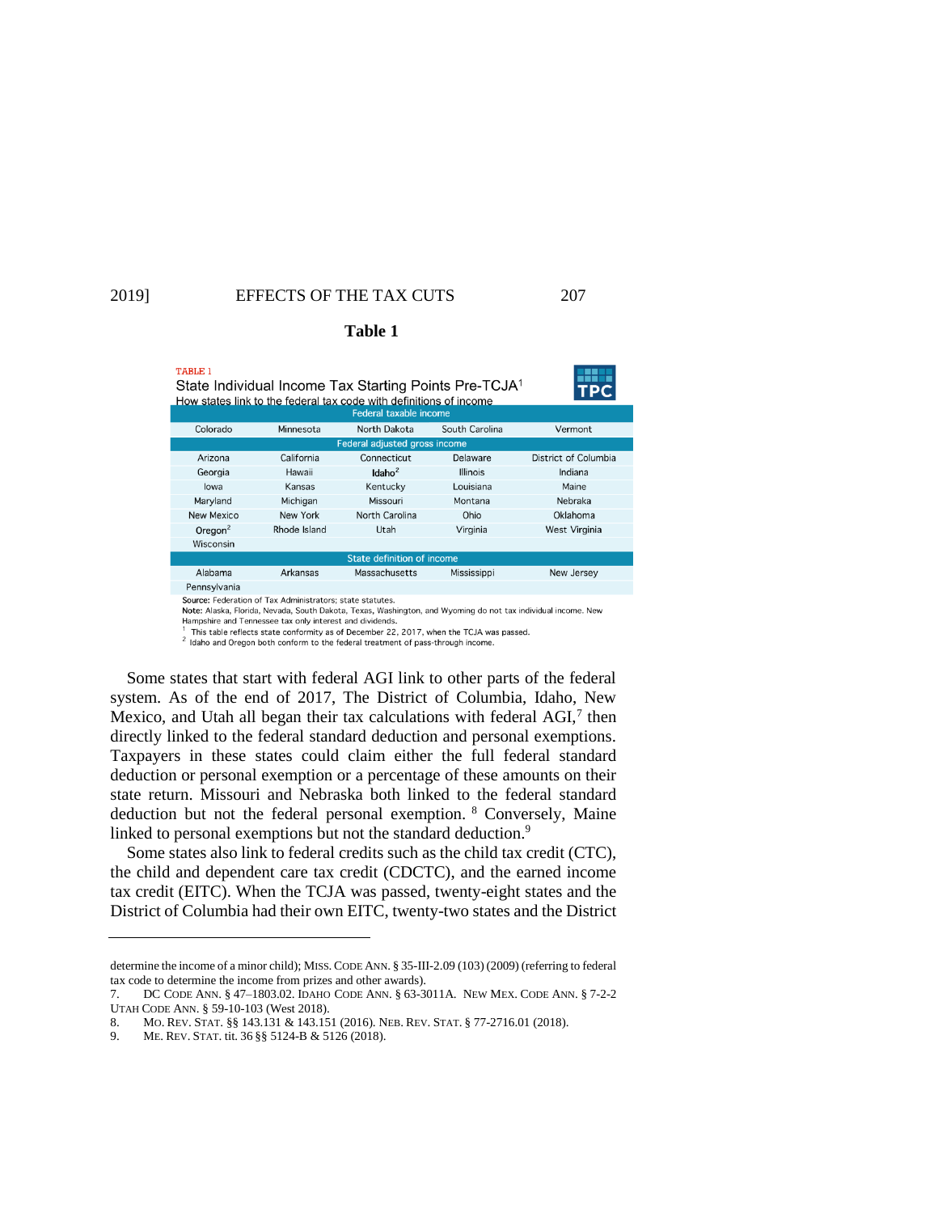**Table 1**

TABLE 1

State Individual Income Tax Starting Points Pre-TCJA[1]

How states link to the federal tax code with definitions of income

| Federal taxable income | | | | |
|---|---|---|---|---|
| Colorado | Minnesota | North Dakota | South Carolina | Vermont |
| **Federal adjusted gross income** | | | | |
| Arizona | California | Connecticut | Delaware | District of Columbia |
| Georgia | Hawaii | Idaho[2] | Illinois | Indiana |
| Iowa | Kansas | Kentucky | Louisiana | Maine |
| Maryland | Michigan | Missouri | Montana | Nebraska |
| New Mexico | New York | North Carolina | Ohio | Oklahoma |
| Oregon[2] | Rhode Island | Utah | Virginia | West Virginia |
| Wisconsin | | | | |
| **State definition of income** | | | | |
| Alabama | Arkansas | Massachusetts | Mississippi | New Jersey |
| Pennsylvania | | | | |

**Source:** Federation of Tax Administrators; state statutes.

**Note:** Alaska, Florida, Nevada, South Dakota, Texas, Washington, and Wyoming do not tax individual income. New Hampshire and Tennessee tax only interest and dividends.

[1] This table reflects state conformity as of December 22, 2017, when the TCJA was passed.

[2] Idaho and Oregon both conform to the federal treatment of pass-through income.

Some states that start with federal AGI link to other parts of the federal system. As of the end of 2017, The District of Columbia, Idaho, New Mexico, and Utah all began their tax calculations with federal AGI,[7] then directly linked to the federal standard deduction and personal exemptions. Taxpayers in these states could claim either the full federal standard deduction or personal exemption or a percentage of these amounts on their state return. Missouri and Nebraska both linked to the federal standard deduction but not the federal personal exemption. [8] Conversely, Maine linked to personal exemptions but not the standard deduction.[9]

Some states also link to federal credits such as the child tax credit (CTC), the child and dependent care tax credit (CDCTC), and the earned income tax credit (EITC). When the TCJA was passed, twenty-eight states and the District of Columbia had their own EITC, twenty-two states and the District

---

determine the income of a minor child); MISS. CODE ANN. § 35-III-2.09 (103) (2009) (referring to federal tax code to determine the income from prizes and other awards).

7. DC CODE ANN. § 47–1803.02. IDAHO CODE ANN. § 63-3011A. NEW MEX. CODE ANN. § 7-2-2 UTAH CODE ANN. § 59-10-103 (West 2018).

8. MO. REV. STAT. §§ 143.131 & 143.151 (2016). NEB. REV. STAT. § 77-2716.01 (2018).

9. ME. REV. STAT. tit. 36 §§ 5124-B & 5126 (2018).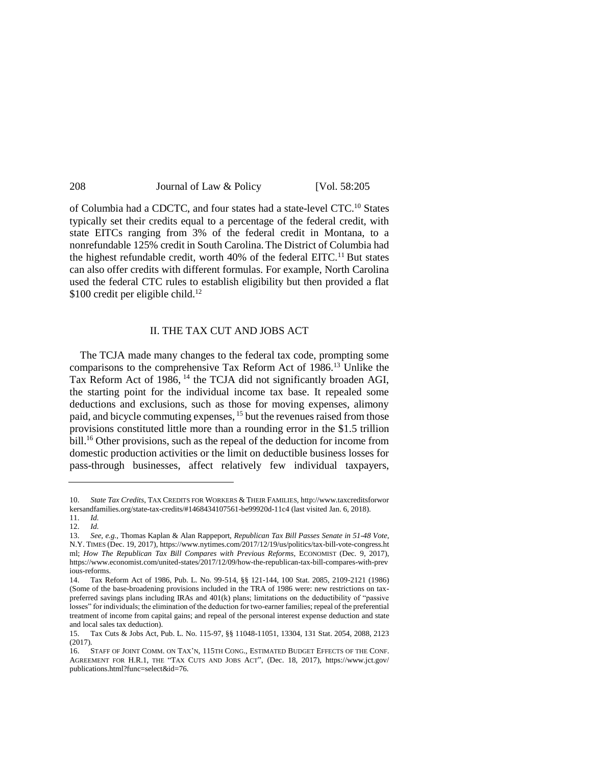of Columbia had a CDCTC, and four states had a state-level CTC.[10] States typically set their credits equal to a percentage of the federal credit, with state EITCs ranging from 3% of the federal credit in Montana, to a nonrefundable 125% credit in South Carolina. The District of Columbia had the highest refundable credit, worth 40% of the federal EITC.[11] But states can also offer credits with different formulas. For example, North Carolina used the federal CTC rules to establish eligibility but then provided a flat $100 credit per eligible child.[12]

## II. THE TAX CUT AND JOBS ACT

The TCJA made many changes to the federal tax code, prompting some comparisons to the comprehensive Tax Reform Act of 1986.[13] Unlike the Tax Reform Act of 1986, [14] the TCJA did not significantly broaden AGI, the starting point for the individual income tax base. It repealed some deductions and exclusions, such as those for moving expenses, alimony paid, and bicycle commuting expenses, [15] but the revenues raised from those provisions constituted little more than a rounding error in the $1.5 trillion bill.[16] Other provisions, such as the repeal of the deduction for income from domestic production activities or the limit on deductible business losses for pass-through businesses, affect relatively few individual taxpayers,

---

10. *State Tax Credits*, TAX CREDITS FOR WORKERS & THEIR FAMILIES, http://www.taxcreditsforworkersandfamilies.org/state-tax-credits/#1468434107561-be99920d-11c4 (last visited Jan. 6, 2018).
11. *Id.*
12. *Id.*
13. *See, e.g.*, Thomas Kaplan & Alan Rappeport, *Republican Tax Bill Passes Senate in 51-48 Vote*, N.Y. TIMES (Dec. 19, 2017), https://www.nytimes.com/2017/12/19/us/politics/tax-bill-vote-congress.html; *How The Republican Tax Bill Compares with Previous Reforms*, ECONOMIST (Dec. 9, 2017), https://www.economist.com/united-states/2017/12/09/how-the-republican-tax-bill-compares-with-previous-reforms.
14. Tax Reform Act of 1986, Pub. L. No. 99-514, §§ 121-144, 100 Stat. 2085, 2109-2121 (1986) (Some of the base-broadening provisions included in the TRA of 1986 were: new restrictions on tax-preferred savings plans including IRAs and 401(k) plans; limitations on the deductibility of "passive losses" for individuals; the elimination of the deduction for two-earner families; repeal of the preferential treatment of income from capital gains; and repeal of the personal interest expense deduction and state and local sales tax deduction).
15. Tax Cuts & Jobs Act, Pub. L. No. 115-97, §§ 11048-11051, 13304, 131 Stat. 2054, 2088, 2123 (2017).
16. STAFF OF JOINT COMM. ON TAX'N, 115TH CONG., ESTIMATED BUDGET EFFECTS OF THE CONF. AGREEMENT FOR H.R.1, THE "TAX CUTS AND JOBS ACT", (Dec. 18, 2017), https://www.jct.gov/publications.html?func=select&id=76.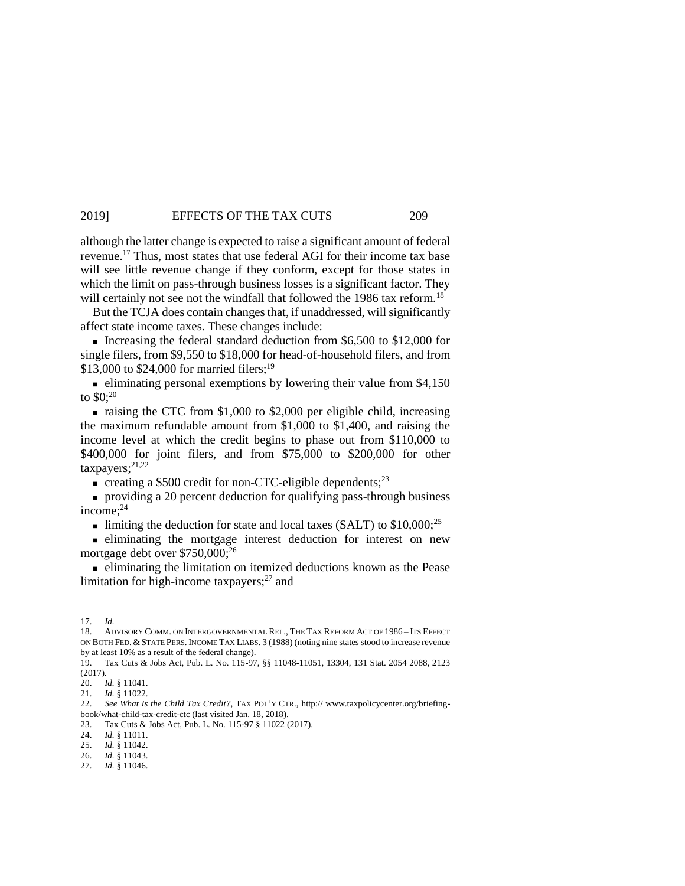although the latter change is expected to raise a significant amount of federal revenue.[17] Thus, most states that use federal AGI for their income tax base will see little revenue change if they conform, except for those states in which the limit on pass-through business losses is a significant factor. They will certainly not see not the windfall that followed the 1986 tax reform.[18]

But the TCJA does contain changes that, if unaddressed, will significantly affect state income taxes. These changes include:

- Increasing the federal standard deduction from $6,500 to $12,000 for single filers, from $9,550 to $18,000 for head-of-household filers, and from $13,000 to $24,000 for married filers;[19]
- eliminating personal exemptions by lowering their value from $4,150 to $0;[20]
- raising the CTC from $1,000 to $2,000 per eligible child, increasing the maximum refundable amount from $1,000 to $1,400, and raising the income level at which the credit begins to phase out from $110,000 to $400,000 for joint filers, and from $75,000 to $200,000 for other taxpayers;[21,22]
- creating a $500 credit for non-CTC-eligible dependents;[23]
- providing a 20 percent deduction for qualifying pass-through business income;[24]
- limiting the deduction for state and local taxes (SALT) to $10,000;[25]
- eliminating the mortgage interest deduction for interest on new mortgage debt over $750,000;[26]
- eliminating the limitation on itemized deductions known as the Pease limitation for high-income taxpayers;[27] and

---

17. *Id.*
18. ADVISORY COMM. ON INTERGOVERNMENTAL REL., THE TAX REFORM ACT OF 1986 – ITS EFFECT ON BOTH FED. & STATE PERS. INCOME TAX LIABS. 3 (1988) (noting nine states stood to increase revenue by at least 10% as a result of the federal change).
19. Tax Cuts & Jobs Act, Pub. L. No. 115-97, §§ 11048-11051, 13304, 131 Stat. 2054 2088, 2123 (2017).
20. *Id.* § 11041.
21. *Id.* § 11022.
22. *See What Is the Child Tax Credit?*, TAX POL'Y CTR., http:// www.taxpolicycenter.org/briefing-book/what-child-tax-credit-ctc (last visited Jan. 18, 2018).
23. Tax Cuts & Jobs Act, Pub. L. No. 115-97 § 11022 (2017).
24. *Id.* § 11011.
25. *Id.* § 11042.
26. *Id.* § 11043.
27. *Id.* § 11046.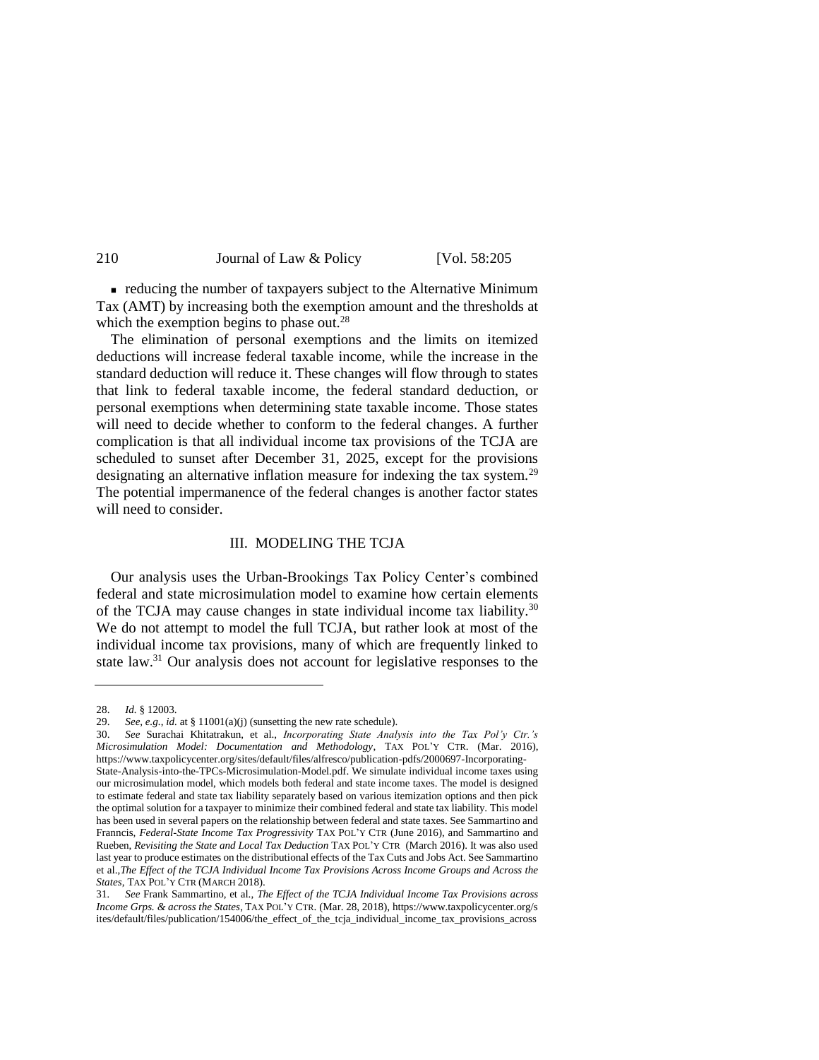- reducing the number of taxpayers subject to the Alternative Minimum Tax (AMT) by increasing both the exemption amount and the thresholds at which the exemption begins to phase out.[28]

The elimination of personal exemptions and the limits on itemized deductions will increase federal taxable income, while the increase in the standard deduction will reduce it. These changes will flow through to states that link to federal taxable income, the federal standard deduction, or personal exemptions when determining state taxable income. Those states will need to decide whether to conform to the federal changes. A further complication is that all individual income tax provisions of the TCJA are scheduled to sunset after December 31, 2025, except for the provisions designating an alternative inflation measure for indexing the tax system.[29] The potential impermanence of the federal changes is another factor states will need to consider.

## III. MODELING THE TCJA

Our analysis uses the Urban-Brookings Tax Policy Center's combined federal and state microsimulation model to examine how certain elements of the TCJA may cause changes in state individual income tax liability.[30] We do not attempt to model the full TCJA, but rather look at most of the individual income tax provisions, many of which are frequently linked to state law.[31] Our analysis does not account for legislative responses to the

---

28. *Id.* § 12003.

29. *See, e.g.*, *id.* at § 11001(a)(j) (sunsetting the new rate schedule).

30. *See* Surachai Khitatrakun, et al., *Incorporating State Analysis into the Tax Pol'y Ctr.'s Microsimulation Model: Documentation and Methodology*, TAX POL'Y CTR. (Mar. 2016), https://www.taxpolicycenter.org/sites/default/files/alfresco/publication-pdfs/2000697-Incorporating-State-Analysis-into-the-TPCs-Microsimulation-Model.pdf. We simulate individual income taxes using our microsimulation model, which models both federal and state income taxes. The model is designed to estimate federal and state tax liability separately based on various itemization options and then pick the optimal solution for a taxpayer to minimize their combined federal and state tax liability. This model has been used in several papers on the relationship between federal and state taxes. See Sammartino and Franncis, *Federal-State Income Tax Progressivity* TAX POL'Y CTR (June 2016), and Sammartino and Rueben, *Revisiting the State and Local Tax Deduction* TAX POL'Y CTR (March 2016). It was also used last year to produce estimates on the distributional effects of the Tax Cuts and Jobs Act. See Sammartino et al.,*The Effect of the TCJA Individual Income Tax Provisions Across Income Groups and Across the States*, TAX POL'Y CTR (MARCH 2018).

31. *See* Frank Sammartino, et al., *The Effect of the TCJA Individual Income Tax Provisions across Income Grps. & across the States*, TAX POL'Y CTR. (Mar. 28, 2018), https://www.taxpolicycenter.org/sites/default/files/publication/154006/the_effect_of_the_tcja_individual_income_tax_provisions_across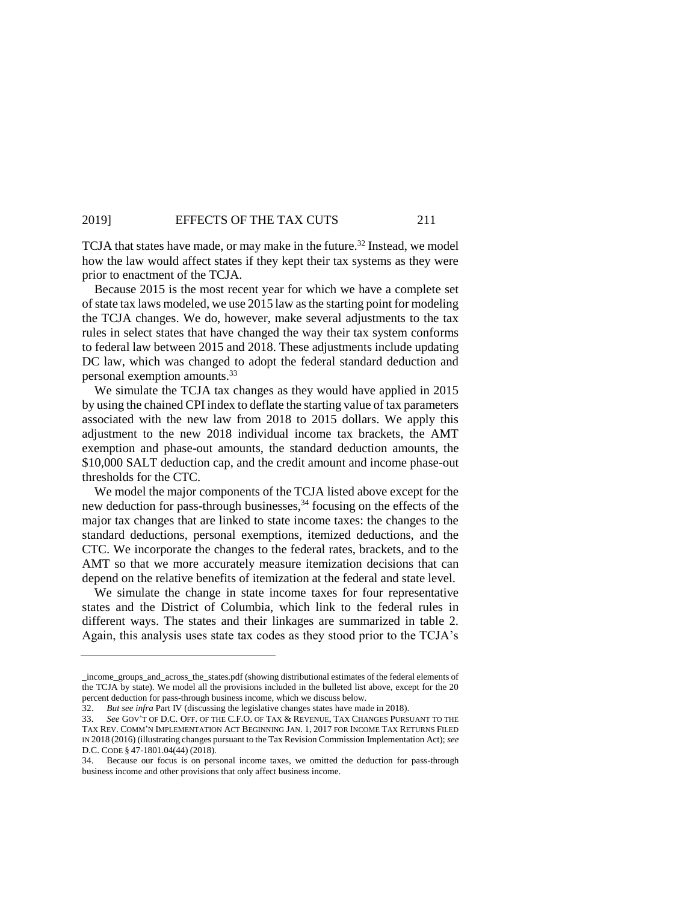TCJA that states have made, or may make in the future.[32] Instead, we model how the law would affect states if they kept their tax systems as they were prior to enactment of the TCJA.

Because 2015 is the most recent year for which we have a complete set of state tax laws modeled, we use 2015 law as the starting point for modeling the TCJA changes. We do, however, make several adjustments to the tax rules in select states that have changed the way their tax system conforms to federal law between 2015 and 2018. These adjustments include updating DC law, which was changed to adopt the federal standard deduction and personal exemption amounts.[33]

We simulate the TCJA tax changes as they would have applied in 2015 by using the chained CPI index to deflate the starting value of tax parameters associated with the new law from 2018 to 2015 dollars. We apply this adjustment to the new 2018 individual income tax brackets, the AMT exemption and phase-out amounts, the standard deduction amounts, the $10,000 SALT deduction cap, and the credit amount and income phase-out thresholds for the CTC.

We model the major components of the TCJA listed above except for the new deduction for pass-through businesses,[34] focusing on the effects of the major tax changes that are linked to state income taxes: the changes to the standard deductions, personal exemptions, itemized deductions, and the CTC. We incorporate the changes to the federal rates, brackets, and to the AMT so that we more accurately measure itemization decisions that can depend on the relative benefits of itemization at the federal and state level.

We simulate the change in state income taxes for four representative states and the District of Columbia, which link to the federal rules in different ways. The states and their linkages are summarized in table 2. Again, this analysis uses state tax codes as they stood prior to the TCJA's

---

_income_groups_and_across_the_states.pdf (showing distributional estimates of the federal elements of the TCJA by state). We model all the provisions included in the bulleted list above, except for the 20 percent deduction for pass-through business income, which we discuss below.

32. *But see infra* Part IV (discussing the legislative changes states have made in 2018).

33. *See* GOV'T OF D.C. OFF. OF THE C.F.O. OF TAX & REVENUE, TAX CHANGES PURSUANT TO THE TAX REV. COMM'N IMPLEMENTATION ACT BEGINNING JAN. 1, 2017 FOR INCOME TAX RETURNS FILED IN 2018 (2016) (illustrating changes pursuant to the Tax Revision Commission Implementation Act); *see* D.C. CODE § 47-1801.04(44) (2018).

34. Because our focus is on personal income taxes, we omitted the deduction for pass-through business income and other provisions that only affect business income.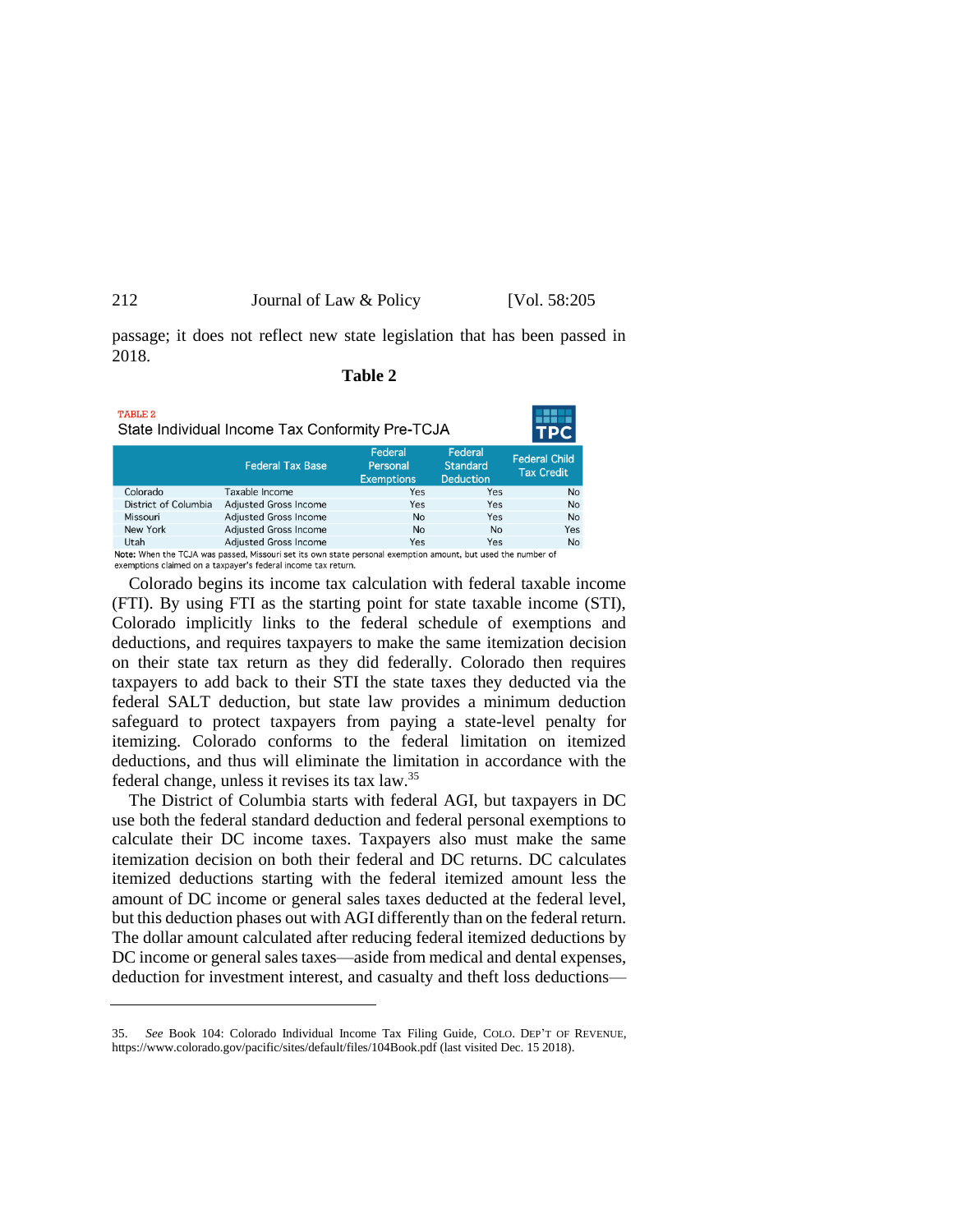passage; it does not reflect new state legislation that has been passed in 2018.

**Table 2**

TABLE 2

State Individual Income Tax Conformity Pre-TCJA

| | Federal Tax Base | Federal Personal Exemptions | Federal Standard Deduction | Federal Child Tax Credit |
|---|---|---|---|---|
| Colorado | Taxable Income | Yes | Yes | No |
| District of Columbia | Adjusted Gross Income | Yes | Yes | No |
| Missouri | Adjusted Gross Income | No | Yes | No |
| New York | Adjusted Gross Income | No | No | Yes |
| Utah | Adjusted Gross Income | Yes | Yes | No |

**Note:** When the TCJA was passed, Missouri set its own state personal exemption amount, but used the number of exemptions claimed on a taxpayer's federal income tax return.

Colorado begins its income tax calculation with federal taxable income (FTI). By using FTI as the starting point for state taxable income (STI), Colorado implicitly links to the federal schedule of exemptions and deductions, and requires taxpayers to make the same itemization decision on their state tax return as they did federally. Colorado then requires taxpayers to add back to their STI the state taxes they deducted via the federal SALT deduction, but state law provides a minimum deduction safeguard to protect taxpayers from paying a state-level penalty for itemizing. Colorado conforms to the federal limitation on itemized deductions, and thus will eliminate the limitation in accordance with the federal change, unless it revises its tax law.[35]

The District of Columbia starts with federal AGI, but taxpayers in DC use both the federal standard deduction and federal personal exemptions to calculate their DC income taxes. Taxpayers also must make the same itemization decision on both their federal and DC returns. DC calculates itemized deductions starting with the federal itemized amount less the amount of DC income or general sales taxes deducted at the federal level, but this deduction phases out with AGI differently than on the federal return. The dollar amount calculated after reducing federal itemized deductions by DC income or general sales taxes—aside from medical and dental expenses, deduction for investment interest, and casualty and theft loss deductions—

35. *See* Book 104: Colorado Individual Income Tax Filing Guide, COLO. DEP'T OF REVENUE, https://www.colorado.gov/pacific/sites/default/files/104Book.pdf (last visited Dec. 15 2018).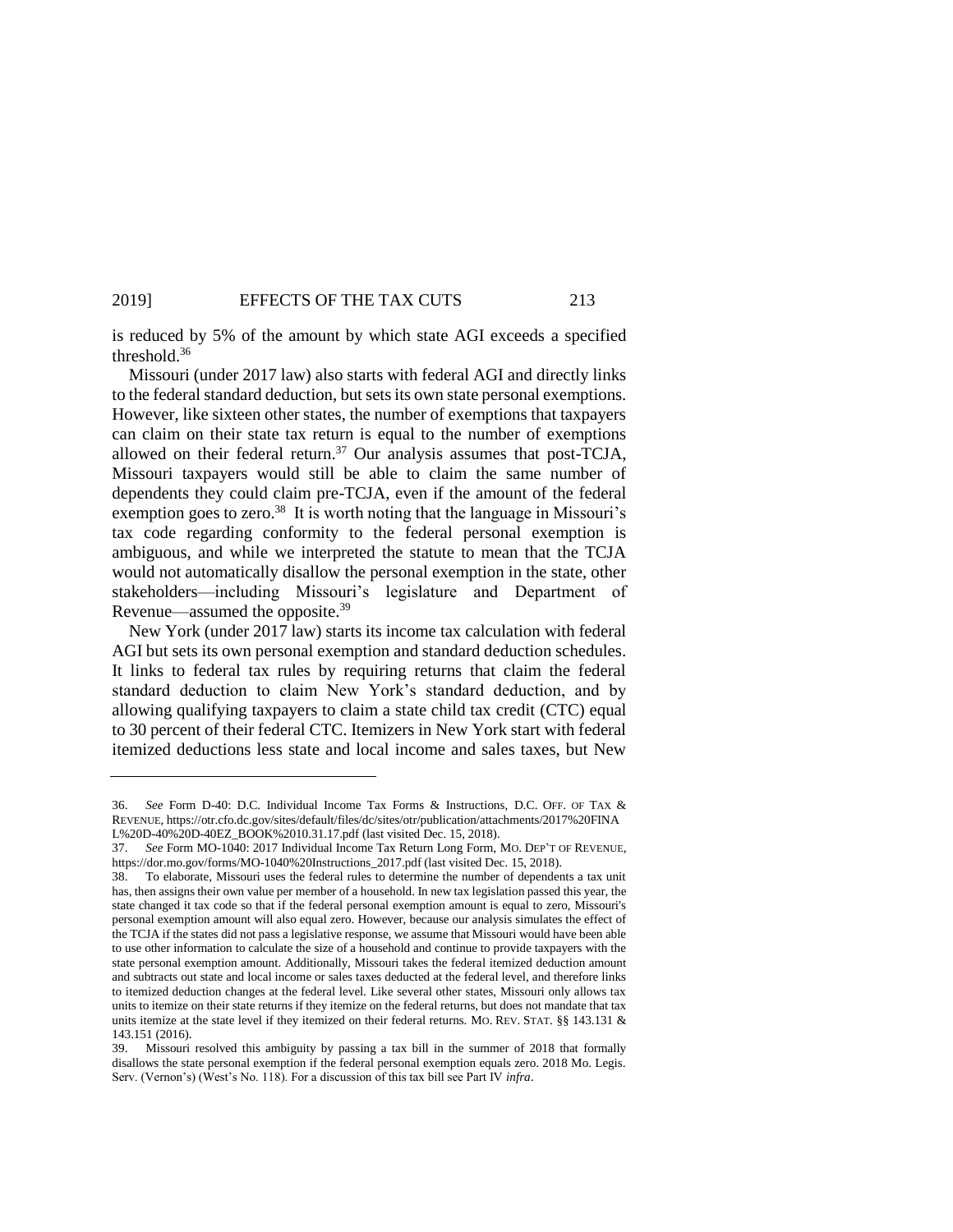is reduced by 5% of the amount by which state AGI exceeds a specified threshold.[36]

Missouri (under 2017 law) also starts with federal AGI and directly links to the federal standard deduction, but sets its own state personal exemptions. However, like sixteen other states, the number of exemptions that taxpayers can claim on their state tax return is equal to the number of exemptions allowed on their federal return.[37] Our analysis assumes that post-TCJA, Missouri taxpayers would still be able to claim the same number of dependents they could claim pre-TCJA, even if the amount of the federal exemption goes to zero.[38] It is worth noting that the language in Missouri's tax code regarding conformity to the federal personal exemption is ambiguous, and while we interpreted the statute to mean that the TCJA would not automatically disallow the personal exemption in the state, other stakeholders—including Missouri's legislature and Department of Revenue—assumed the opposite.[39]

New York (under 2017 law) starts its income tax calculation with federal AGI but sets its own personal exemption and standard deduction schedules. It links to federal tax rules by requiring returns that claim the federal standard deduction to claim New York's standard deduction, and by allowing qualifying taxpayers to claim a state child tax credit (CTC) equal to 30 percent of their federal CTC. Itemizers in New York start with federal itemized deductions less state and local income and sales taxes, but New

---

36. *See* Form D-40: D.C. Individual Income Tax Forms & Instructions, D.C. OFF. OF TAX & REVENUE, https://otr.cfo.dc.gov/sites/default/files/dc/sites/otr/publication/attachments/2017%20FINAL%20D-40%20D-40EZ_BOOK%2010.31.17.pdf (last visited Dec. 15, 2018).

37. *See* Form MO-1040: 2017 Individual Income Tax Return Long Form, MO. DEP'T OF REVENUE, https://dor.mo.gov/forms/MO-1040%20Instructions_2017.pdf (last visited Dec. 15, 2018).

38. To elaborate, Missouri uses the federal rules to determine the number of dependents a tax unit has, then assigns their own value per member of a household. In new tax legislation passed this year, the state changed it tax code so that if the federal personal exemption amount is equal to zero, Missouri's personal exemption amount will also equal zero. However, because our analysis simulates the effect of the TCJA if the states did not pass a legislative response, we assume that Missouri would have been able to use other information to calculate the size of a household and continue to provide taxpayers with the state personal exemption amount. Additionally, Missouri takes the federal itemized deduction amount and subtracts out state and local income or sales taxes deducted at the federal level, and therefore links to itemized deduction changes at the federal level. Like several other states, Missouri only allows tax units to itemize on their state returns if they itemize on the federal returns, but does not mandate that tax units itemize at the state level if they itemized on their federal returns. MO. REV. STAT. §§ 143.131 & 143.151 (2016).

39. Missouri resolved this ambiguity by passing a tax bill in the summer of 2018 that formally disallows the state personal exemption if the federal personal exemption equals zero. 2018 Mo. Legis. Serv. (Vernon's) (West's No. 118). For a discussion of this tax bill see Part IV *infra*.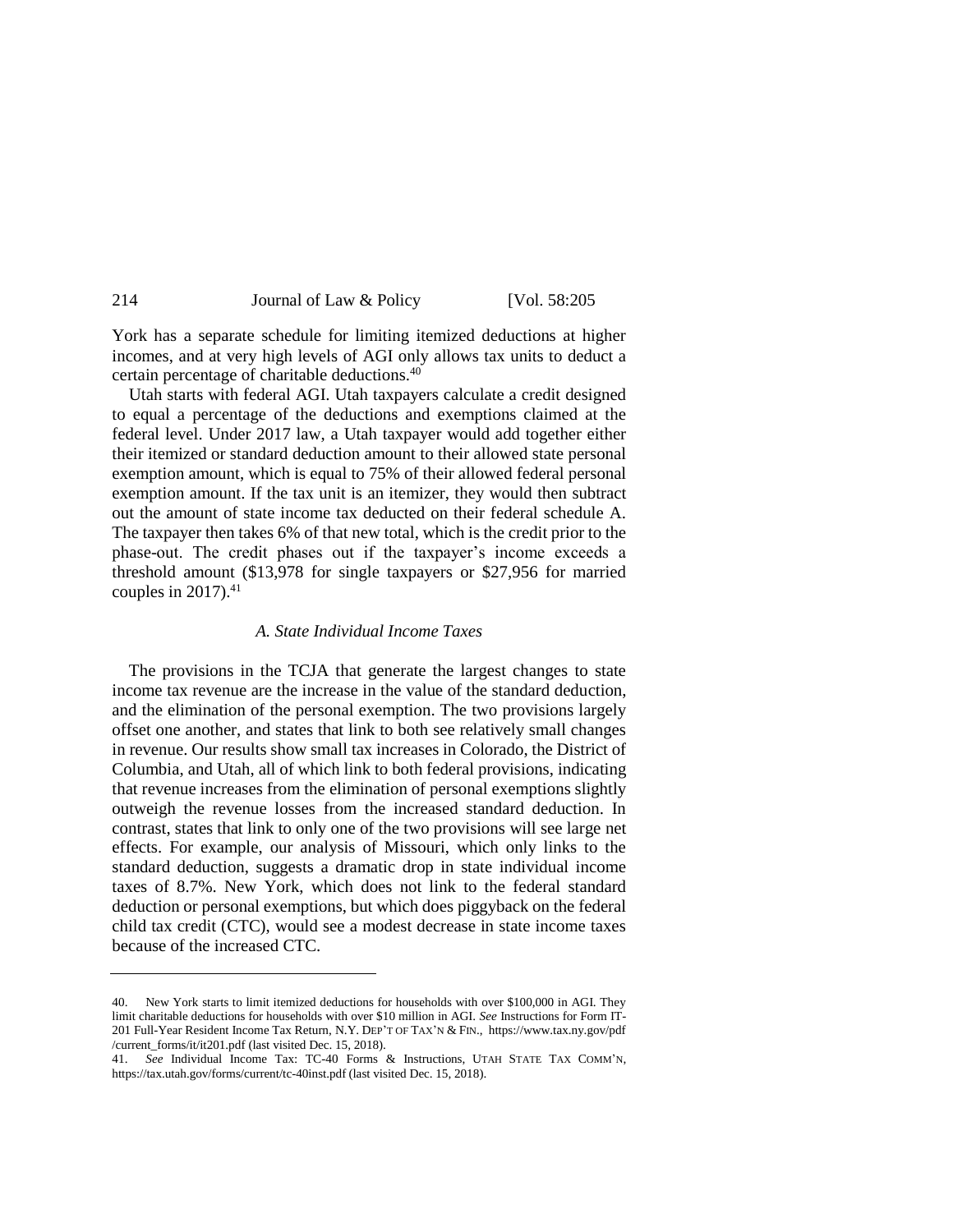York has a separate schedule for limiting itemized deductions at higher incomes, and at very high levels of AGI only allows tax units to deduct a certain percentage of charitable deductions.[40]

Utah starts with federal AGI. Utah taxpayers calculate a credit designed to equal a percentage of the deductions and exemptions claimed at the federal level. Under 2017 law, a Utah taxpayer would add together either their itemized or standard deduction amount to their allowed state personal exemption amount, which is equal to 75% of their allowed federal personal exemption amount. If the tax unit is an itemizer, they would then subtract out the amount of state income tax deducted on their federal schedule A. The taxpayer then takes 6% of that new total, which is the credit prior to the phase-out. The credit phases out if the taxpayer's income exceeds a threshold amount ($13,978 for single taxpayers or $27,956 for married couples in 2017).[41]

### *A. State Individual Income Taxes*

The provisions in the TCJA that generate the largest changes to state income tax revenue are the increase in the value of the standard deduction, and the elimination of the personal exemption. The two provisions largely offset one another, and states that link to both see relatively small changes in revenue. Our results show small tax increases in Colorado, the District of Columbia, and Utah, all of which link to both federal provisions, indicating that revenue increases from the elimination of personal exemptions slightly outweigh the revenue losses from the increased standard deduction. In contrast, states that link to only one of the two provisions will see large net effects. For example, our analysis of Missouri, which only links to the standard deduction, suggests a dramatic drop in state individual income taxes of 8.7%. New York, which does not link to the federal standard deduction or personal exemptions, but which does piggyback on the federal child tax credit (CTC), would see a modest decrease in state income taxes because of the increased CTC.

---

40. New York starts to limit itemized deductions for households with over $100,000 in AGI. They limit charitable deductions for households with over $10 million in AGI. *See* Instructions for Form IT-201 Full-Year Resident Income Tax Return, N.Y. DEP'T OF TAX'N & FIN., https://www.tax.ny.gov/pdf/current_forms/it/it201.pdf (last visited Dec. 15, 2018).

41. *See* Individual Income Tax: TC-40 Forms & Instructions, UTAH STATE TAX COMM'N, https://tax.utah.gov/forms/current/tc-40inst.pdf (last visited Dec. 15, 2018).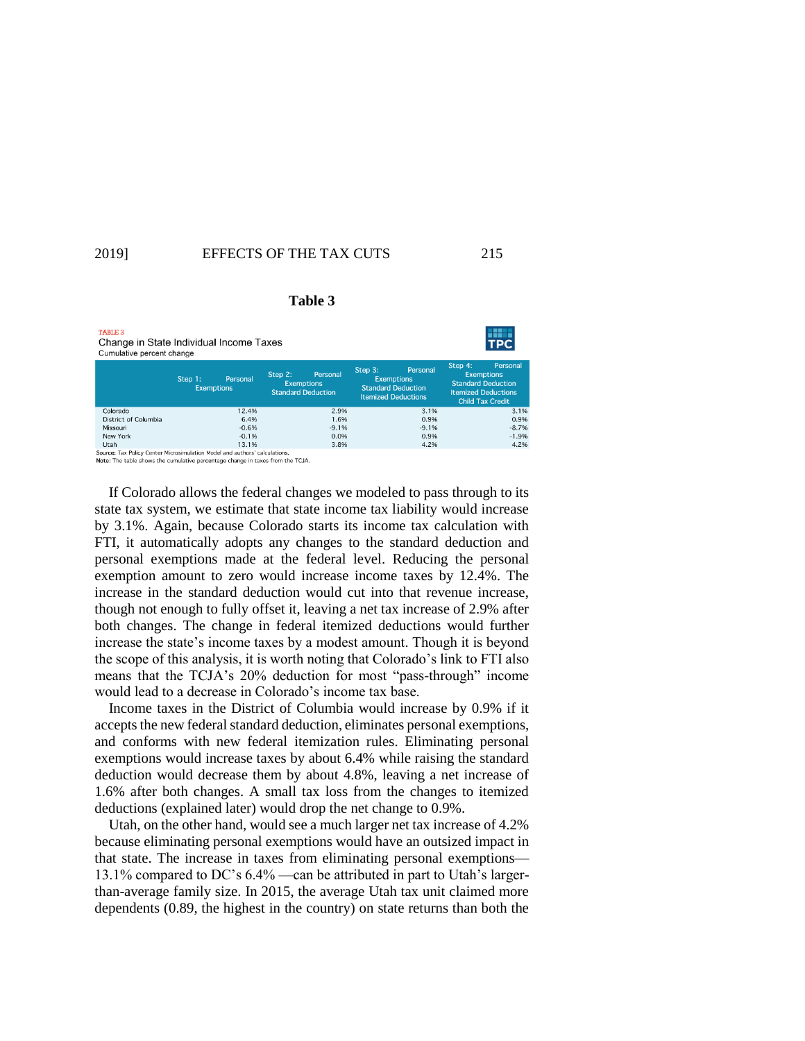**Table 3**

TABLE 3

Change in State Individual Income Taxes

Cumulative percent change

| | Step 1: Personal Exemptions | Step 2: Personal Exemptions Standard Deduction | Step 3: Personal Exemptions Standard Deduction Itemized Deductions | Step 4: Personal Exemptions Standard Deduction Itemized Deductions Child Tax Credit |
|---|---|---|---|---|
| Colorado | 12.4% | 2.9% | 3.1% | 3.1% |
| District of Columbia | 6.4% | 1.6% | 0.9% | 0.9% |
| Missouri | -0.6% | -9.1% | -9.1% | -8.7% |
| New York | -0.1% | 0.0% | 0.9% | -1.9% |
| Utah | 13.1% | 3.8% | 4.2% | 4.2% |

**Source:** Tax Policy Center Microsimulation Model and authors' calculations.
**Note:** The table shows the cumulative percentage change in taxes from the TCJA.

If Colorado allows the federal changes we modeled to pass through to its state tax system, we estimate that state income tax liability would increase by 3.1%. Again, because Colorado starts its income tax calculation with FTI, it automatically adopts any changes to the standard deduction and personal exemptions made at the federal level. Reducing the personal exemption amount to zero would increase income taxes by 12.4%. The increase in the standard deduction would cut into that revenue increase, though not enough to fully offset it, leaving a net tax increase of 2.9% after both changes. The change in federal itemized deductions would further increase the state's income taxes by a modest amount. Though it is beyond the scope of this analysis, it is worth noting that Colorado's link to FTI also means that the TCJA's 20% deduction for most "pass-through" income would lead to a decrease in Colorado's income tax base.

Income taxes in the District of Columbia would increase by 0.9% if it accepts the new federal standard deduction, eliminates personal exemptions, and conforms with new federal itemization rules. Eliminating personal exemptions would increase taxes by about 6.4% while raising the standard deduction would decrease them by about 4.8%, leaving a net increase of 1.6% after both changes. A small tax loss from the changes to itemized deductions (explained later) would drop the net change to 0.9%.

Utah, on the other hand, would see a much larger net tax increase of 4.2% because eliminating personal exemptions would have an outsized impact in that state. The increase in taxes from eliminating personal exemptions—13.1% compared to DC's 6.4% —can be attributed in part to Utah's larger-than-average family size. In 2015, the average Utah tax unit claimed more dependents (0.89, the highest in the country) on state returns than both the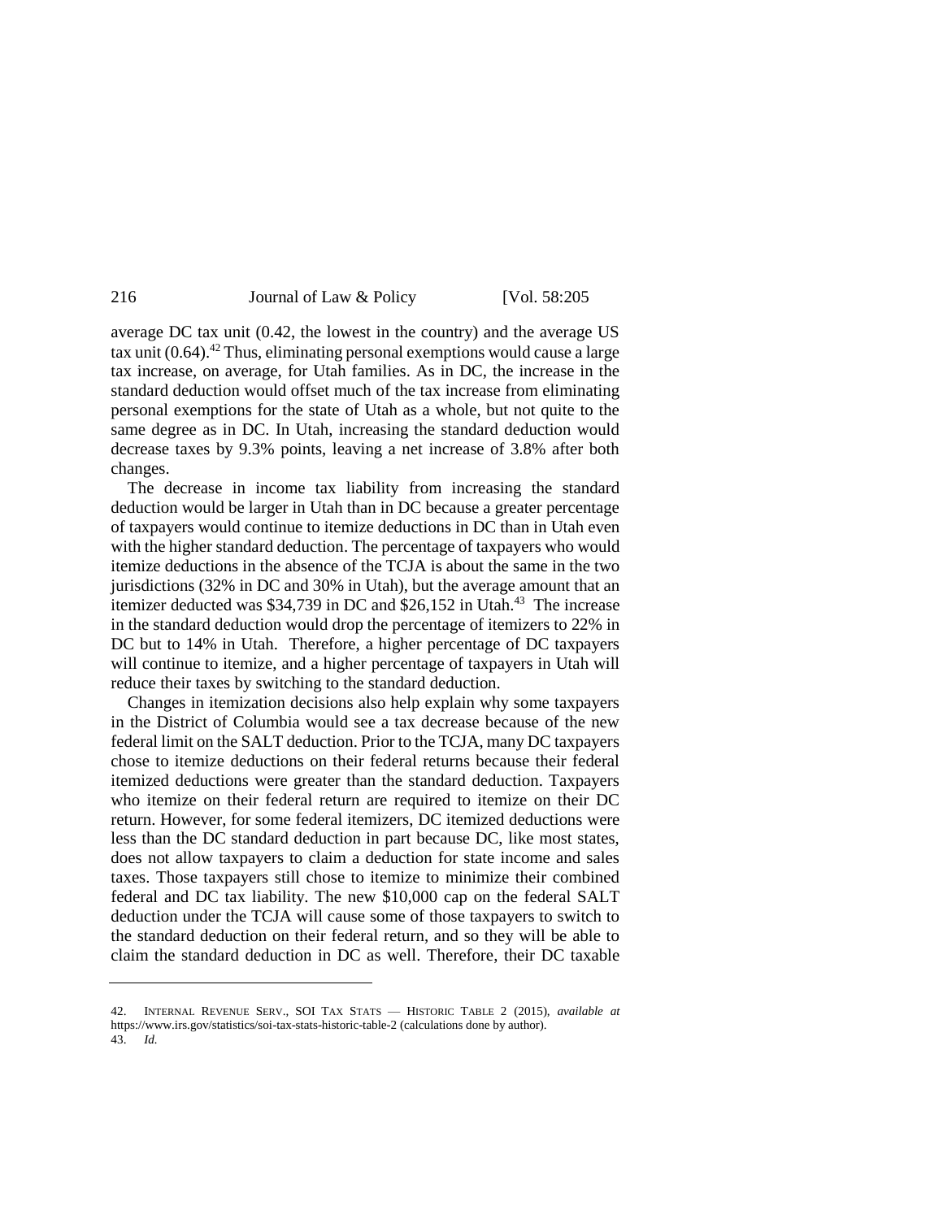average DC tax unit (0.42, the lowest in the country) and the average US tax unit (0.64).[42] Thus, eliminating personal exemptions would cause a large tax increase, on average, for Utah families. As in DC, the increase in the standard deduction would offset much of the tax increase from eliminating personal exemptions for the state of Utah as a whole, but not quite to the same degree as in DC. In Utah, increasing the standard deduction would decrease taxes by 9.3% points, leaving a net increase of 3.8% after both changes.

The decrease in income tax liability from increasing the standard deduction would be larger in Utah than in DC because a greater percentage of taxpayers would continue to itemize deductions in DC than in Utah even with the higher standard deduction. The percentage of taxpayers who would itemize deductions in the absence of the TCJA is about the same in the two jurisdictions (32% in DC and 30% in Utah), but the average amount that an itemizer deducted was $34,739 in DC and $26,152 in Utah.[43] The increase in the standard deduction would drop the percentage of itemizers to 22% in DC but to 14% in Utah. Therefore, a higher percentage of DC taxpayers will continue to itemize, and a higher percentage of taxpayers in Utah will reduce their taxes by switching to the standard deduction.

Changes in itemization decisions also help explain why some taxpayers in the District of Columbia would see a tax decrease because of the new federal limit on the SALT deduction. Prior to the TCJA, many DC taxpayers chose to itemize deductions on their federal returns because their federal itemized deductions were greater than the standard deduction. Taxpayers who itemize on their federal return are required to itemize on their DC return. However, for some federal itemizers, DC itemized deductions were less than the DC standard deduction in part because DC, like most states, does not allow taxpayers to claim a deduction for state income and sales taxes. Those taxpayers still chose to itemize to minimize their combined federal and DC tax liability. The new $10,000 cap on the federal SALT deduction under the TCJA will cause some of those taxpayers to switch to the standard deduction on their federal return, and so they will be able to claim the standard deduction in DC as well. Therefore, their DC taxable

---

42. INTERNAL REVENUE SERV., SOI TAX STATS — HISTORIC TABLE 2 (2015), *available at* https://www.irs.gov/statistics/soi-tax-stats-historic-table-2 (calculations done by author).

43. *Id.*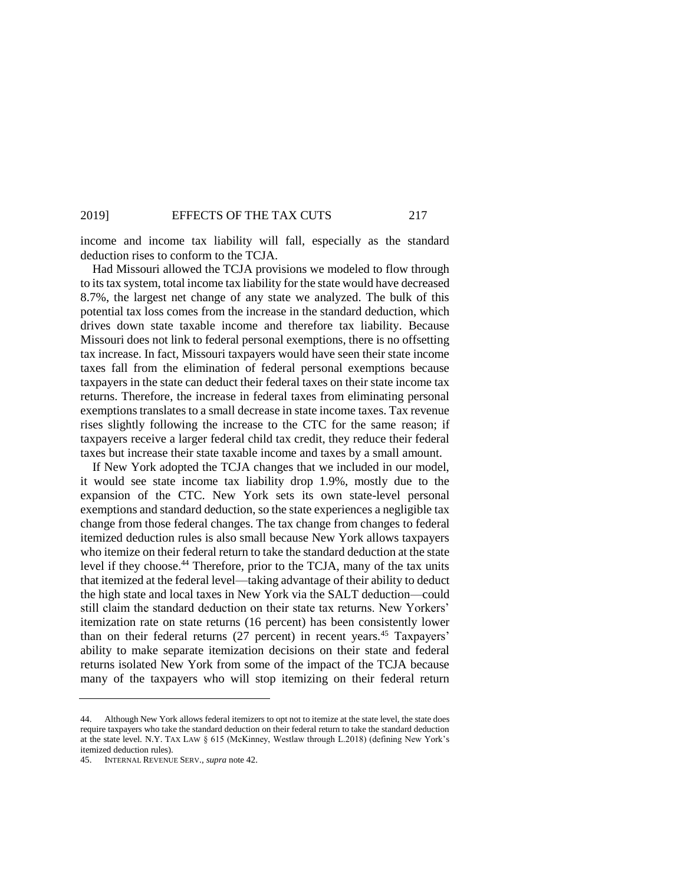income and income tax liability will fall, especially as the standard deduction rises to conform to the TCJA.

Had Missouri allowed the TCJA provisions we modeled to flow through to its tax system, total income tax liability for the state would have decreased 8.7%, the largest net change of any state we analyzed. The bulk of this potential tax loss comes from the increase in the standard deduction, which drives down state taxable income and therefore tax liability. Because Missouri does not link to federal personal exemptions, there is no offsetting tax increase. In fact, Missouri taxpayers would have seen their state income taxes fall from the elimination of federal personal exemptions because taxpayers in the state can deduct their federal taxes on their state income tax returns. Therefore, the increase in federal taxes from eliminating personal exemptions translates to a small decrease in state income taxes. Tax revenue rises slightly following the increase to the CTC for the same reason; if taxpayers receive a larger federal child tax credit, they reduce their federal taxes but increase their state taxable income and taxes by a small amount.

If New York adopted the TCJA changes that we included in our model, it would see state income tax liability drop 1.9%, mostly due to the expansion of the CTC. New York sets its own state-level personal exemptions and standard deduction, so the state experiences a negligible tax change from those federal changes. The tax change from changes to federal itemized deduction rules is also small because New York allows taxpayers who itemize on their federal return to take the standard deduction at the state level if they choose.[44] Therefore, prior to the TCJA, many of the tax units that itemized at the federal level—taking advantage of their ability to deduct the high state and local taxes in New York via the SALT deduction—could still claim the standard deduction on their state tax returns. New Yorkers' itemization rate on state returns (16 percent) has been consistently lower than on their federal returns (27 percent) in recent years.[45] Taxpayers' ability to make separate itemization decisions on their state and federal returns isolated New York from some of the impact of the TCJA because many of the taxpayers who will stop itemizing on their federal return

---

44. Although New York allows federal itemizers to opt not to itemize at the state level, the state does require taxpayers who take the standard deduction on their federal return to take the standard deduction at the state level. N.Y. TAX LAW § 615 (McKinney, Westlaw through L.2018) (defining New York's itemized deduction rules).

45. INTERNAL REVENUE SERV., *supra* note 42.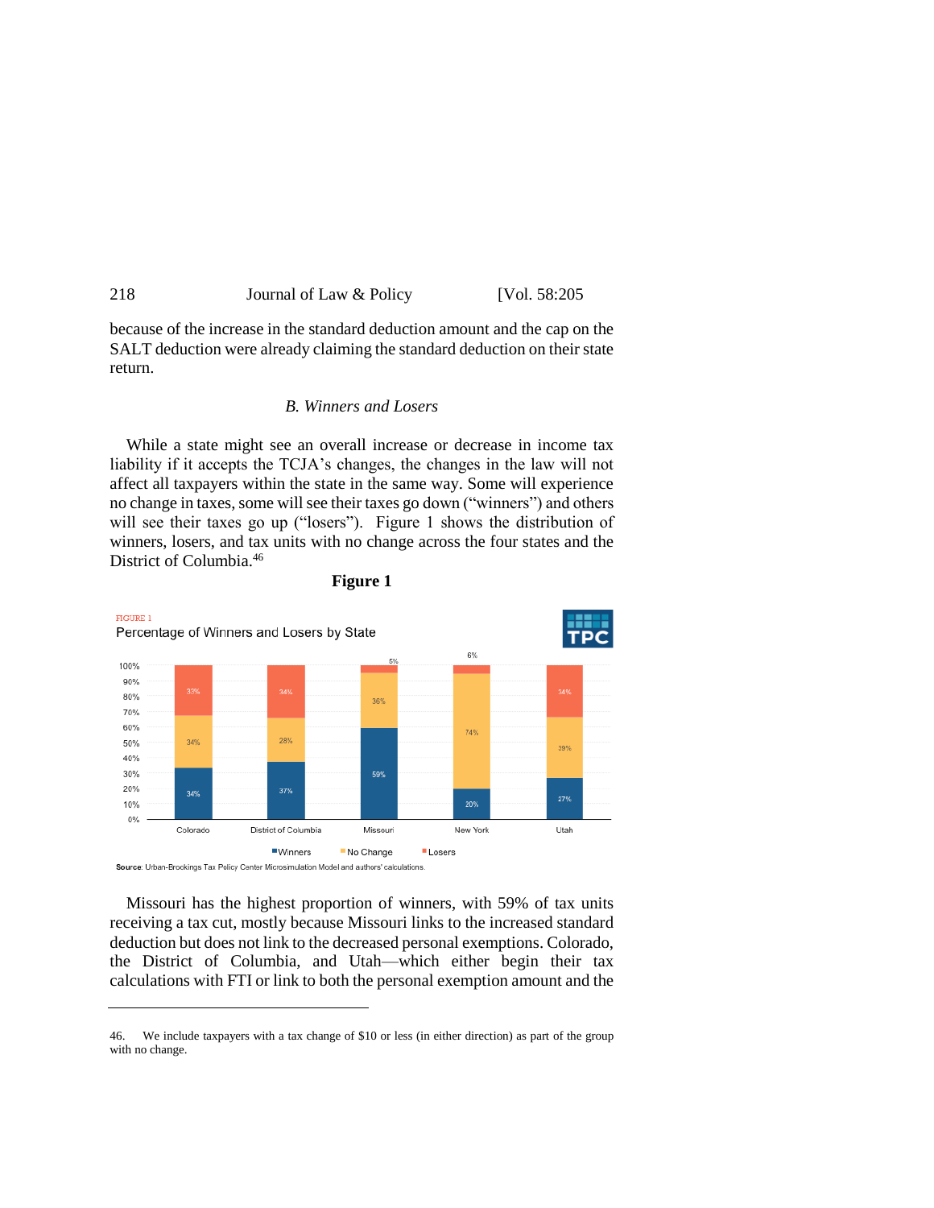because of the increase in the standard deduction amount and the cap on the SALT deduction were already claiming the standard deduction on their state return.

### *B. Winners and Losers*

While a state might see an overall increase or decrease in income tax liability if it accepts the TCJA's changes, the changes in the law will not affect all taxpayers within the state in the same way. Some will experience no change in taxes, some will see their taxes go down ("winners") and others will see their taxes go up ("losers"). Figure 1 shows the distribution of winners, losers, and tax units with no change across the four states and the District of Columbia.[46]

**Figure 1**

FIGURE 1

Percentage of Winners and Losers by State

| State | Winners | No Change | Losers |
| --- | --- | --- | --- |
| Colorado | 34% | 34% | 33% |
| District of Columbia | 37% | 28% | 34% |
| Missouri | 59% | 36% | 5% |
| New York | 20% | 74% | 6% |
| Utah | 27% | 39% | 34% |

**Source**: Urban-Brookings Tax Policy Center Microsimulation Model and authors' calculations.

Missouri has the highest proportion of winners, with 59% of tax units receiving a tax cut, mostly because Missouri links to the increased standard deduction but does not link to the decreased personal exemptions. Colorado, the District of Columbia, and Utah—which either begin their tax calculations with FTI or link to both the personal exemption amount and the

46. We include taxpayers with a tax change of $10 or less (in either direction) as part of the group with no change.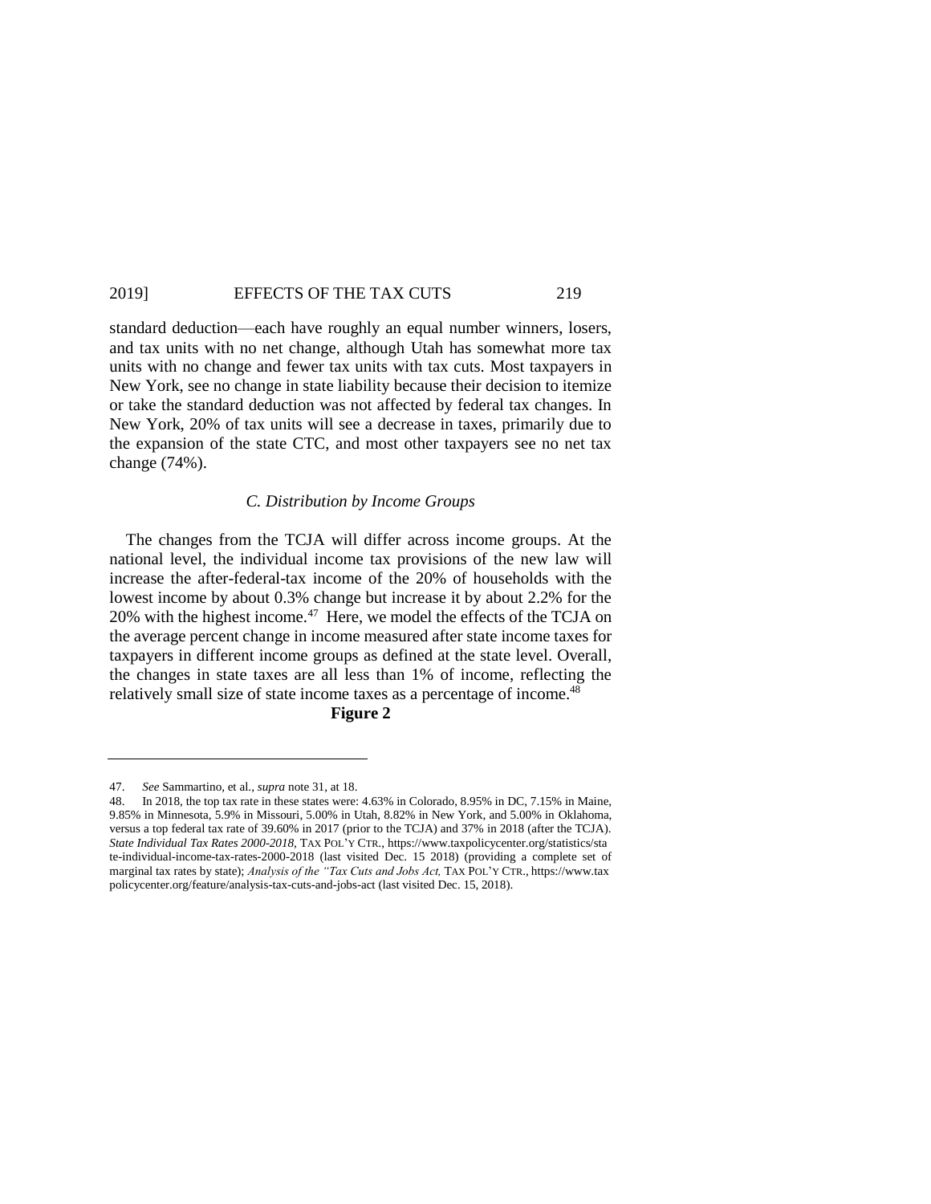standard deduction—each have roughly an equal number winners, losers, and tax units with no net change, although Utah has somewhat more tax units with no change and fewer tax units with tax cuts. Most taxpayers in New York, see no change in state liability because their decision to itemize or take the standard deduction was not affected by federal tax changes. In New York, 20% of tax units will see a decrease in taxes, primarily due to the expansion of the state CTC, and most other taxpayers see no net tax change (74%).

### *C. Distribution by Income Groups*

The changes from the TCJA will differ across income groups. At the national level, the individual income tax provisions of the new law will increase the after-federal-tax income of the 20% of households with the lowest income by about 0.3% change but increase it by about 2.2% for the 20% with the highest income.[47] Here, we model the effects of the TCJA on the average percent change in income measured after state income taxes for taxpayers in different income groups as defined at the state level. Overall, the changes in state taxes are all less than 1% of income, reflecting the relatively small size of state income taxes as a percentage of income.[48]

**Figure 2**

---

47. *See* Sammartino, et al., *supra* note 31, at 18.

48. In 2018, the top tax rate in these states were: 4.63% in Colorado, 8.95% in DC, 7.15% in Maine, 9.85% in Minnesota, 5.9% in Missouri, 5.00% in Utah, 8.82% in New York, and 5.00% in Oklahoma, versus a top federal tax rate of 39.60% in 2017 (prior to the TCJA) and 37% in 2018 (after the TCJA). *State Individual Tax Rates 2000-2018*, TAX POL'Y CTR., https://www.taxpolicycenter.org/statistics/state-individual-income-tax-rates-2000-2018 (last visited Dec. 15 2018) (providing a complete set of marginal tax rates by state); *Analysis of the "Tax Cuts and Jobs Act*, TAX POL'Y CTR., https://www.taxpolicycenter.org/feature/analysis-tax-cuts-and-jobs-act (last visited Dec. 15, 2018).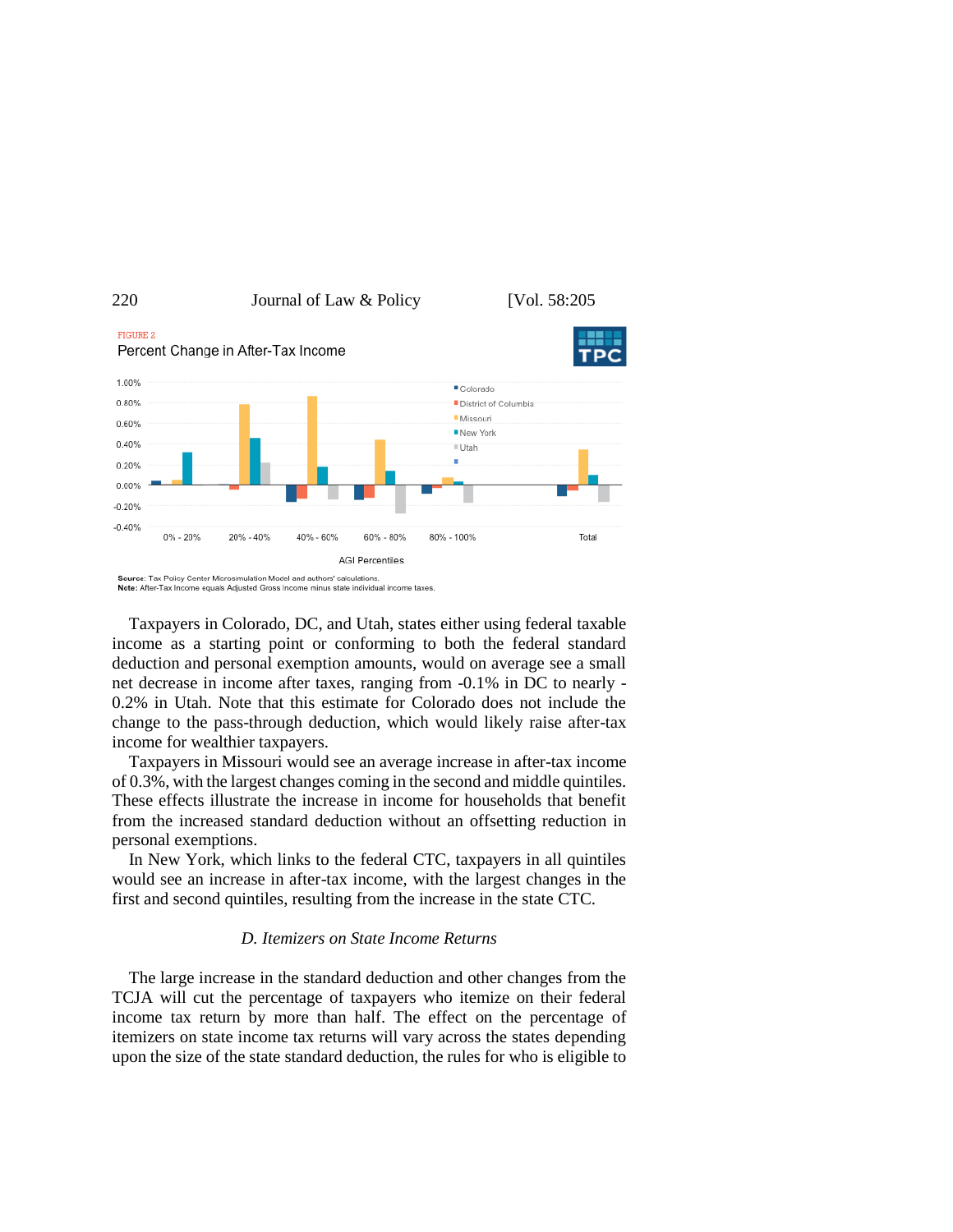FIGURE 2

Percent Change in After-Tax Income

Source: Tax Policy Center Microsimulation Model and authors' calculations.
Note: After-Tax Income equals Adjusted Gross Income minus state individual income taxes.

Taxpayers in Colorado, DC, and Utah, states either using federal taxable income as a starting point or conforming to both the federal standard deduction and personal exemption amounts, would on average see a small net decrease in income after taxes, ranging from -0.1% in DC to nearly -0.2% in Utah. Note that this estimate for Colorado does not include the change to the pass-through deduction, which would likely raise after-tax income for wealthier taxpayers.

Taxpayers in Missouri would see an average increase in after-tax income of 0.3%, with the largest changes coming in the second and middle quintiles. These effects illustrate the increase in income for households that benefit from the increased standard deduction without an offsetting reduction in personal exemptions.

In New York, which links to the federal CTC, taxpayers in all quintiles would see an increase in after-tax income, with the largest changes in the first and second quintiles, resulting from the increase in the state CTC.

### *D. Itemizers on State Income Returns*

The large increase in the standard deduction and other changes from the TCJA will cut the percentage of taxpayers who itemize on their federal income tax return by more than half. The effect on the percentage of itemizers on state income tax returns will vary across the states depending upon the size of the state standard deduction, the rules for who is eligible to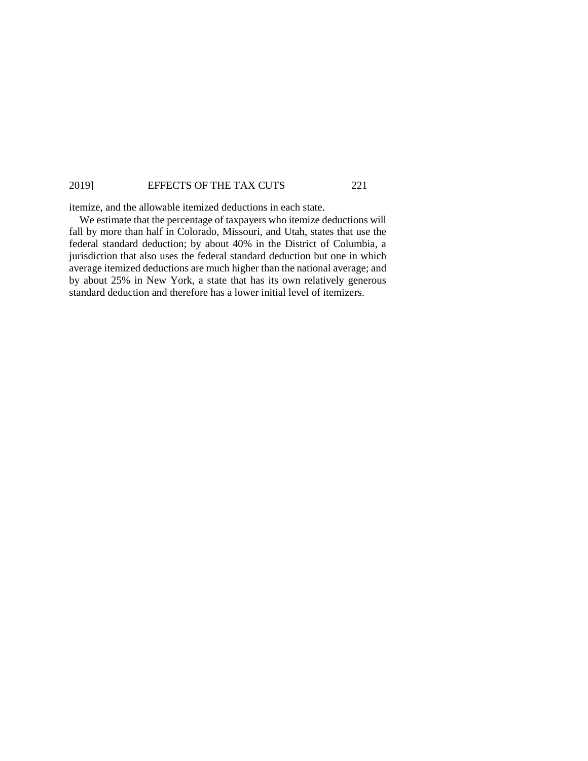itemize, and the allowable itemized deductions in each state.

We estimate that the percentage of taxpayers who itemize deductions will fall by more than half in Colorado, Missouri, and Utah, states that use the federal standard deduction; by about 40% in the District of Columbia, a jurisdiction that also uses the federal standard deduction but one in which average itemized deductions are much higher than the national average; and by about 25% in New York, a state that has its own relatively generous standard deduction and therefore has a lower initial level of itemizers.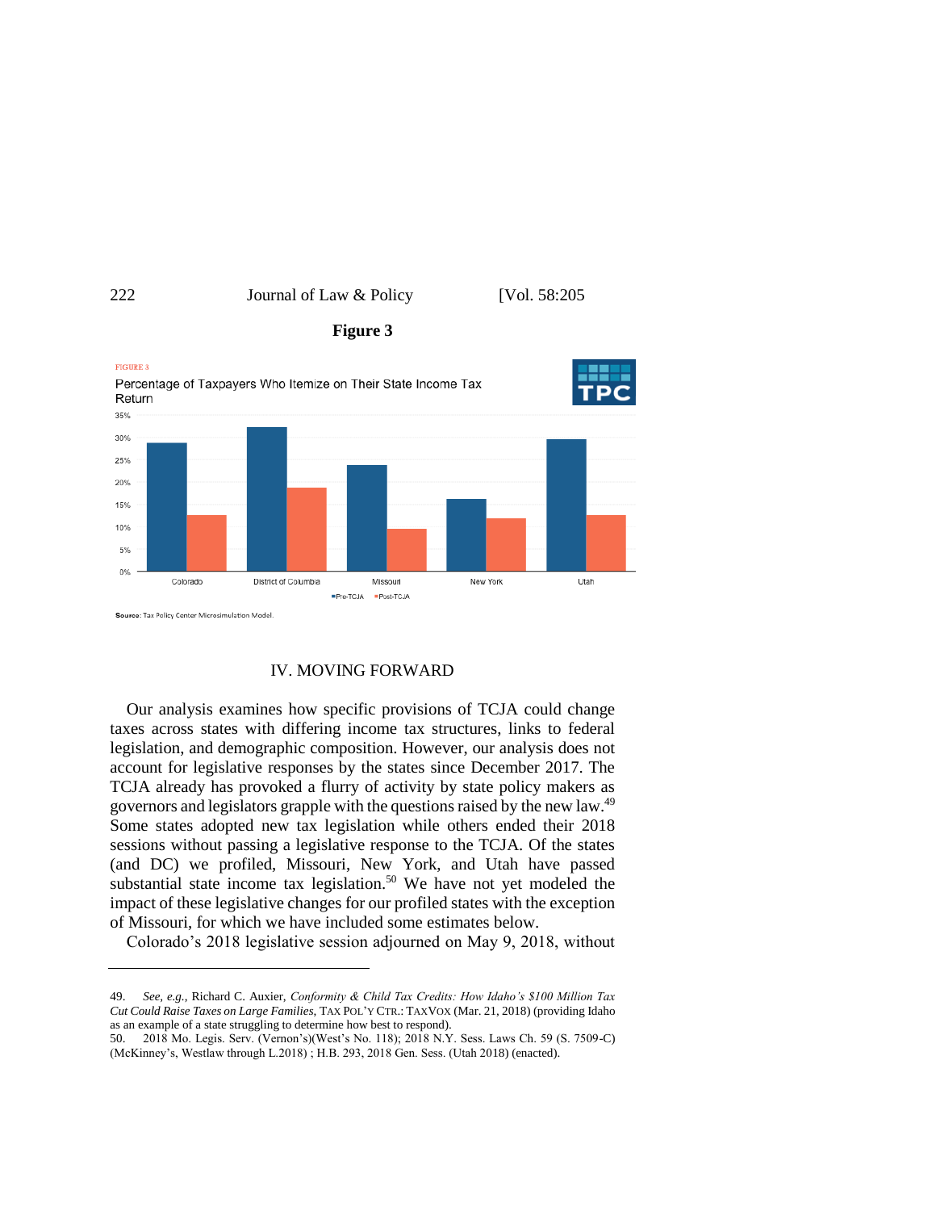**Figure 3**

FIGURE 3

Percentage of Taxpayers Who Itemize on Their State Income Tax Return

Source: Tax Policy Center Microsimulation Model.

## IV. MOVING FORWARD

Our analysis examines how specific provisions of TCJA could change taxes across states with differing income tax structures, links to federal legislation, and demographic composition. However, our analysis does not account for legislative responses by the states since December 2017. The TCJA already has provoked a flurry of activity by state policy makers as governors and legislators grapple with the questions raised by the new law.[49] Some states adopted new tax legislation while others ended their 2018 sessions without passing a legislative response to the TCJA. Of the states (and DC) we profiled, Missouri, New York, and Utah have passed substantial state income tax legislation.[50] We have not yet modeled the impact of these legislative changes for our profiled states with the exception of Missouri, for which we have included some estimates below.

Colorado's 2018 legislative session adjourned on May 9, 2018, without

---

49. *See, e.g.*, Richard C. Auxier, *Conformity & Child Tax Credits: How Idaho's $100 Million Tax Cut Could Raise Taxes on Large Families*, TAX POL'Y CTR.: TAXVOX (Mar. 21, 2018) (providing Idaho as an example of a state struggling to determine how best to respond).

50. 2018 Mo. Legis. Serv. (Vernon's)(West's No. 118); 2018 N.Y. Sess. Laws Ch. 59 (S. 7509-C) (McKinney's, Westlaw through L.2018) ; H.B. 293, 2018 Gen. Sess. (Utah 2018) (enacted).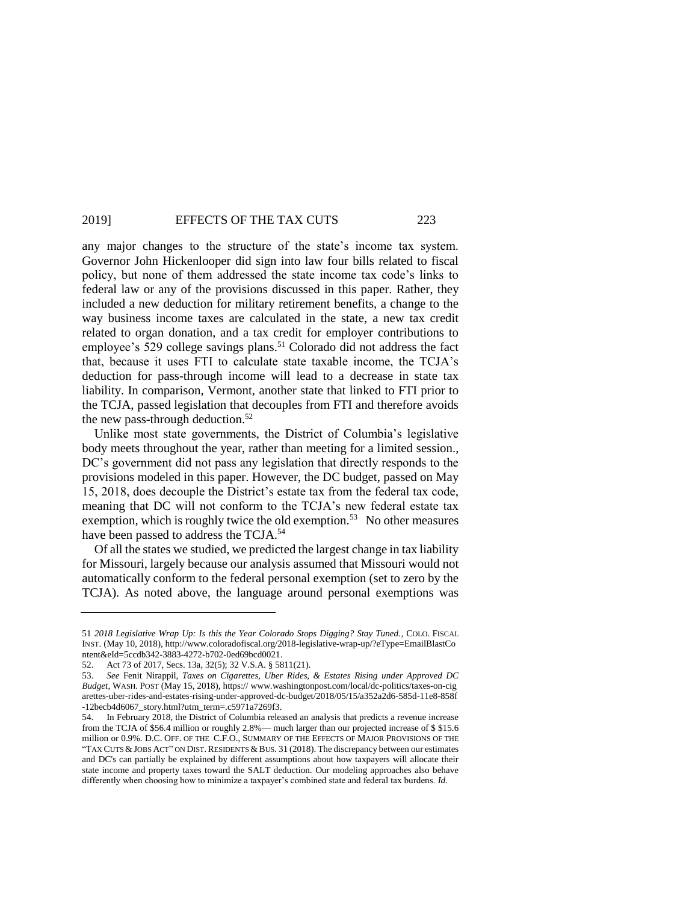any major changes to the structure of the state's income tax system. Governor John Hickenlooper did sign into law four bills related to fiscal policy, but none of them addressed the state income tax code's links to federal law or any of the provisions discussed in this paper. Rather, they included a new deduction for military retirement benefits, a change to the way business income taxes are calculated in the state, a new tax credit related to organ donation, and a tax credit for employer contributions to employee's 529 college savings plans.[51] Colorado did not address the fact that, because it uses FTI to calculate state taxable income, the TCJA's deduction for pass-through income will lead to a decrease in state tax liability. In comparison, Vermont, another state that linked to FTI prior to the TCJA, passed legislation that decouples from FTI and therefore avoids the new pass-through deduction.[52]

Unlike most state governments, the District of Columbia's legislative body meets throughout the year, rather than meeting for a limited session., DC's government did not pass any legislation that directly responds to the provisions modeled in this paper. However, the DC budget, passed on May 15, 2018, does decouple the District's estate tax from the federal tax code, meaning that DC will not conform to the TCJA's new federal estate tax exemption, which is roughly twice the old exemption.[53] No other measures have been passed to address the TCJA.[54]

Of all the states we studied, we predicted the largest change in tax liability for Missouri, largely because our analysis assumed that Missouri would not automatically conform to the federal personal exemption (set to zero by the TCJA). As noted above, the language around personal exemptions was

---

51 *2018 Legislative Wrap Up: Is this the Year Colorado Stops Digging? Stay Tuned.*, COLO. FISCAL INST. (May 10, 2018), http://www.coloradofiscal.org/2018-legislative-wrap-up/?eType=EmailBlastContent&eId=5ccdb342-3883-4272-b702-0ed69bcd0021.

52. Act 73 of 2017, Secs. 13a, 32(5); 32 V.S.A. § 5811(21).

53. *See* Fenit Nirappil, *Taxes on Cigarettes, Uber Rides, & Estates Rising under Approved DC Budget*, WASH. POST (May 15, 2018), https:// www.washingtonpost.com/local/dc-politics/taxes-on-cigarettes-uber-rides-and-estates-rising-under-approved-dc-budget/2018/05/15/a352a2d6-585d-11e8-858f-12becb4d6067_story.html?utm_term=.c5971a7269f3.

54. In February 2018, the District of Columbia released an analysis that predicts a revenue increase from the TCJA of $56.4 million or roughly 2.8%— much larger than our projected increase of $ $15.6 million or 0.9%. D.C. OFF. OF THE C.F.O., SUMMARY OF THE EFFECTS OF MAJOR PROVISIONS OF THE "TAX CUTS & JOBS ACT" ON DIST. RESIDENTS & BUS. 31 (2018). The discrepancy between our estimates and DC's can partially be explained by different assumptions about how taxpayers will allocate their state income and property taxes toward the SALT deduction. Our modeling approaches also behave differently when choosing how to minimize a taxpayer's combined state and federal tax burdens. *Id.*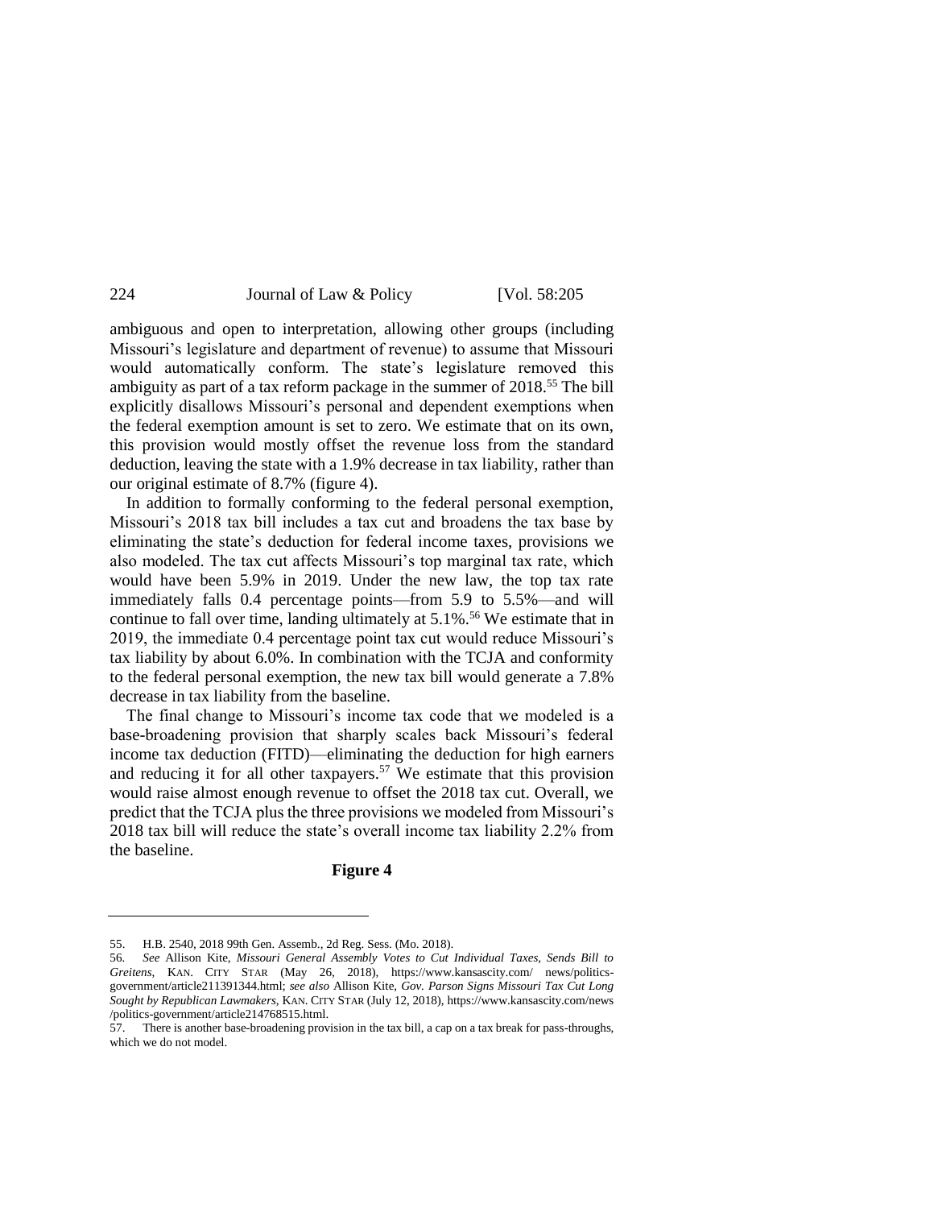ambiguous and open to interpretation, allowing other groups (including Missouri's legislature and department of revenue) to assume that Missouri would automatically conform. The state's legislature removed this ambiguity as part of a tax reform package in the summer of 2018.[55] The bill explicitly disallows Missouri's personal and dependent exemptions when the federal exemption amount is set to zero. We estimate that on its own, this provision would mostly offset the revenue loss from the standard deduction, leaving the state with a 1.9% decrease in tax liability, rather than our original estimate of 8.7% (figure 4).

In addition to formally conforming to the federal personal exemption, Missouri's 2018 tax bill includes a tax cut and broadens the tax base by eliminating the state's deduction for federal income taxes, provisions we also modeled. The tax cut affects Missouri's top marginal tax rate, which would have been 5.9% in 2019. Under the new law, the top tax rate immediately falls 0.4 percentage points—from 5.9 to 5.5%—and will continue to fall over time, landing ultimately at 5.1%.[56] We estimate that in 2019, the immediate 0.4 percentage point tax cut would reduce Missouri's tax liability by about 6.0%. In combination with the TCJA and conformity to the federal personal exemption, the new tax bill would generate a 7.8% decrease in tax liability from the baseline.

The final change to Missouri's income tax code that we modeled is a base-broadening provision that sharply scales back Missouri's federal income tax deduction (FITD)—eliminating the deduction for high earners and reducing it for all other taxpayers.[57] We estimate that this provision would raise almost enough revenue to offset the 2018 tax cut. Overall, we predict that the TCJA plus the three provisions we modeled from Missouri's 2018 tax bill will reduce the state's overall income tax liability 2.2% from the baseline.

**Figure 4**

---

55. H.B. 2540, 2018 99th Gen. Assemb., 2d Reg. Sess. (Mo. 2018).

56. *See* Allison Kite, *Missouri General Assembly Votes to Cut Individual Taxes, Sends Bill to Greitens*, KAN. CITY STAR (May 26, 2018), https://www.kansascity.com/ news/politics-government/article211391344.html; *see also* Allison Kite, *Gov. Parson Signs Missouri Tax Cut Long Sought by Republican Lawmakers*, KAN. CITY STAR (July 12, 2018), https://www.kansascity.com/news /politics-government/article214768515.html.

57. There is another base-broadening provision in the tax bill, a cap on a tax break for pass-throughs, which we do not model.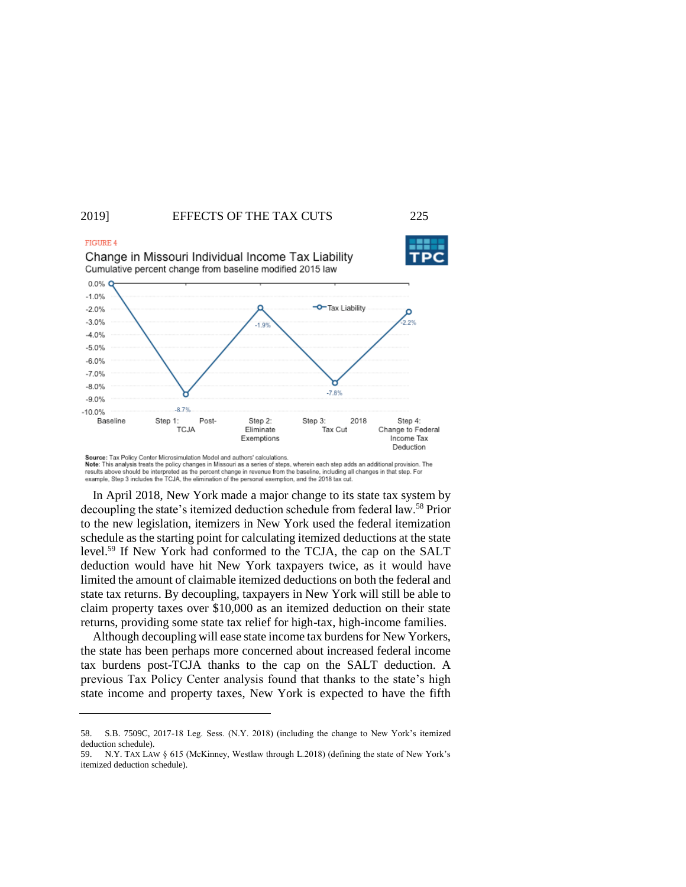FIGURE 4

**Change in Missouri Individual Income Tax Liability**

Cumulative percent change from baseline modified 2015 law

| | Baseline | Step 1: Post-TCJA | Step 2: Eliminate Exemptions | Step 3: 2018 Tax Cut | Step 4: Change to Federal Income Tax Deduction |
|---|---|---|---|---|---|
| Tax Liability | 0.0% | -8.7% | -1.9% | -7.8% | -2.2% |

**Source:** Tax Policy Center Microsimulation Model and authors' calculations.
**Note:** This analysis treats the policy changes in Missouri as a series of steps, wherein each step adds an additional provision. The results above should be interpreted as the percent change in revenue from the baseline, including all changes in that step. For example, Step 3 includes the TCJA, the elimination of the personal exemption, and the 2018 tax cut.

In April 2018, New York made a major change to its state tax system by decoupling the state's itemized deduction schedule from federal law.[58] Prior to the new legislation, itemizers in New York used the federal itemization schedule as the starting point for calculating itemized deductions at the state level.[59] If New York had conformed to the TCJA, the cap on the SALT deduction would have hit New York taxpayers twice, as it would have limited the amount of claimable itemized deductions on both the federal and state tax returns. By decoupling, taxpayers in New York will still be able to claim property taxes over $10,000 as an itemized deduction on their state returns, providing some state tax relief for high-tax, high-income families.

Although decoupling will ease state income tax burdens for New Yorkers, the state has been perhaps more concerned about increased federal income tax burdens post-TCJA thanks to the cap on the SALT deduction. A previous Tax Policy Center analysis found that thanks to the state's high state income and property taxes, New York is expected to have the fifth

---

58. S.B. 7509C, 2017-18 Leg. Sess. (N.Y. 2018) (including the change to New York's itemized deduction schedule).

59. N.Y. TAX LAW § 615 (McKinney, Westlaw through L.2018) (defining the state of New York's itemized deduction schedule).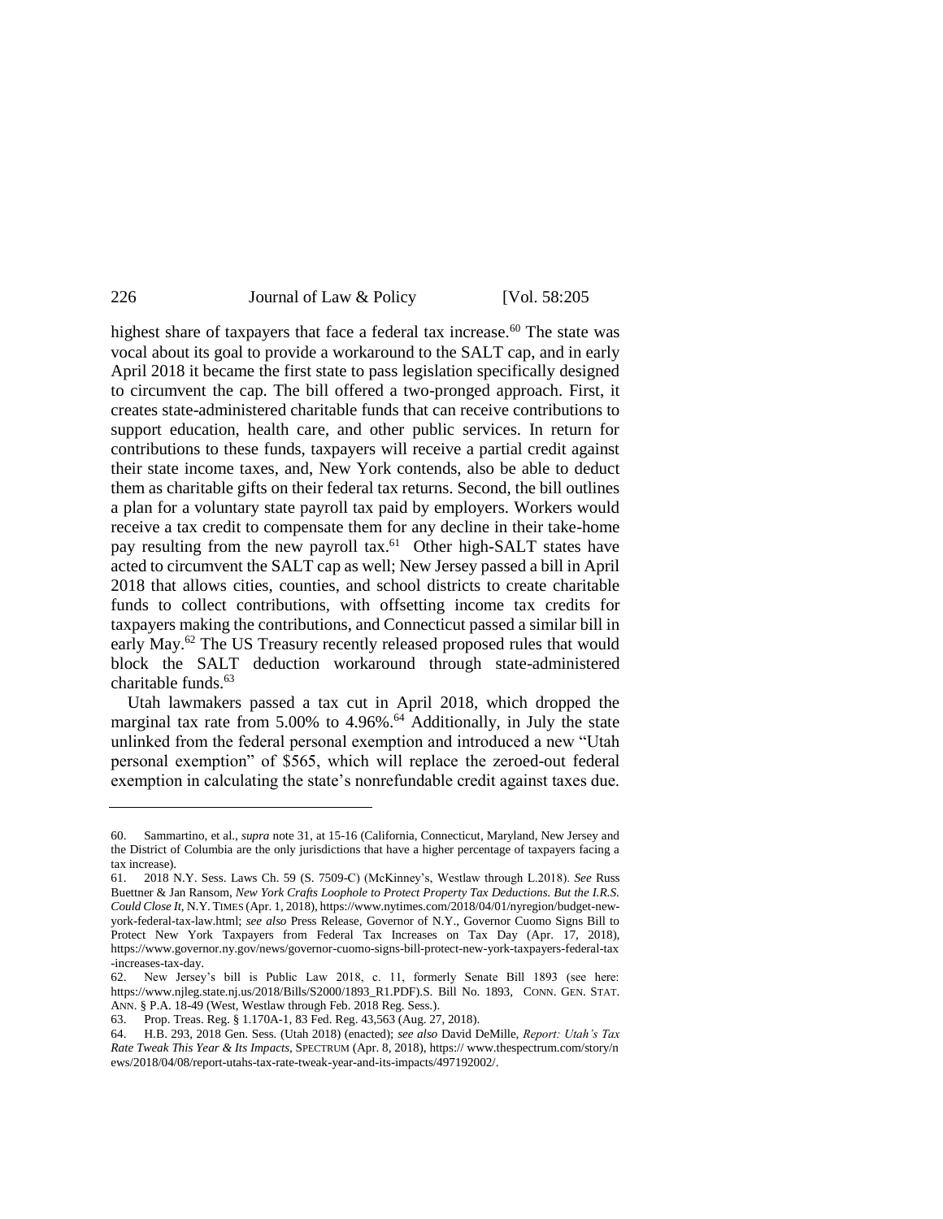highest share of taxpayers that face a federal tax increase.[60] The state was vocal about its goal to provide a workaround to the SALT cap, and in early April 2018 it became the first state to pass legislation specifically designed to circumvent the cap. The bill offered a two-pronged approach. First, it creates state-administered charitable funds that can receive contributions to support education, health care, and other public services. In return for contributions to these funds, taxpayers will receive a partial credit against their state income taxes, and, New York contends, also be able to deduct them as charitable gifts on their federal tax returns. Second, the bill outlines a plan for a voluntary state payroll tax paid by employers. Workers would receive a tax credit to compensate them for any decline in their take-home pay resulting from the new payroll tax.[61] Other high-SALT states have acted to circumvent the SALT cap as well; New Jersey passed a bill in April 2018 that allows cities, counties, and school districts to create charitable funds to collect contributions, with offsetting income tax credits for taxpayers making the contributions, and Connecticut passed a similar bill in early May.[62] The US Treasury recently released proposed rules that would block the SALT deduction workaround through state-administered charitable funds.[63]

Utah lawmakers passed a tax cut in April 2018, which dropped the marginal tax rate from 5.00% to 4.96%.[64] Additionally, in July the state unlinked from the federal personal exemption and introduced a new "Utah personal exemption" of $565, which will replace the zeroed-out federal exemption in calculating the state's nonrefundable credit against taxes due.

---

60. Sammartino, et al., *supra* note 31, at 15-16 (California, Connecticut, Maryland, New Jersey and the District of Columbia are the only jurisdictions that have a higher percentage of taxpayers facing a tax increase).

61. 2018 N.Y. Sess. Laws Ch. 59 (S. 7509-C) (McKinney's, Westlaw through L.2018). *See* Russ Buettner & Jan Ransom, *New York Crafts Loophole to Protect Property Tax Deductions. But the I.R.S. Could Close It*, N.Y. TIMES (Apr. 1, 2018), https://www.nytimes.com/2018/04/01/nyregion/budget-new-york-federal-tax-law.html; *see also* Press Release, Governor of N.Y., Governor Cuomo Signs Bill to Protect New York Taxpayers from Federal Tax Increases on Tax Day (Apr. 17, 2018), https://www.governor.ny.gov/news/governor-cuomo-signs-bill-protect-new-york-taxpayers-federal-tax-increases-tax-day.

62. New Jersey's bill is Public Law 2018, c. 11, formerly Senate Bill 1893 (see here: https://www.njleg.state.nj.us/2018/Bills/S2000/1893_R1.PDF).S. Bill No. 1893, CONN. GEN. STAT. ANN. § P.A. 18-49 (West, Westlaw through Feb. 2018 Reg. Sess.).

63. Prop. Treas. Reg. § 1.170A-1, 83 Fed. Reg. 43,563 (Aug. 27, 2018).

64. H.B. 293, 2018 Gen. Sess. (Utah 2018) (enacted); *see also* David DeMille, *Report: Utah's Tax Rate Tweak This Year & Its Impacts*, SPECTRUM (Apr. 8, 2018), https:// www.thespectrum.com/story/news/2018/04/08/report-utahs-tax-rate-tweak-year-and-its-impacts/497192002/.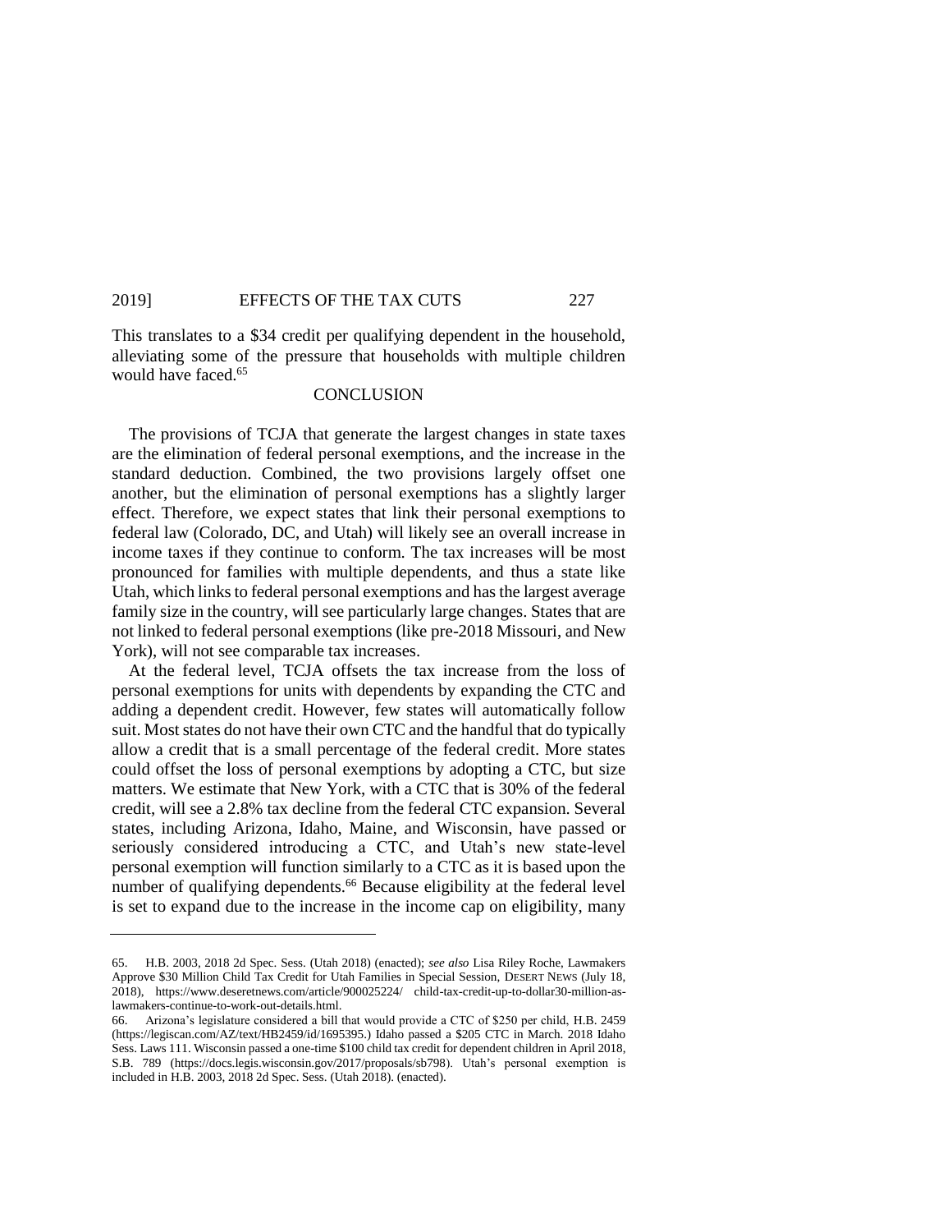This translates to a $34 credit per qualifying dependent in the household, alleviating some of the pressure that households with multiple children would have faced.[65]

## CONCLUSION

The provisions of TCJA that generate the largest changes in state taxes are the elimination of federal personal exemptions, and the increase in the standard deduction. Combined, the two provisions largely offset one another, but the elimination of personal exemptions has a slightly larger effect. Therefore, we expect states that link their personal exemptions to federal law (Colorado, DC, and Utah) will likely see an overall increase in income taxes if they continue to conform. The tax increases will be most pronounced for families with multiple dependents, and thus a state like Utah, which links to federal personal exemptions and has the largest average family size in the country, will see particularly large changes. States that are not linked to federal personal exemptions (like pre-2018 Missouri, and New York), will not see comparable tax increases.

At the federal level, TCJA offsets the tax increase from the loss of personal exemptions for units with dependents by expanding the CTC and adding a dependent credit. However, few states will automatically follow suit. Most states do not have their own CTC and the handful that do typically allow a credit that is a small percentage of the federal credit. More states could offset the loss of personal exemptions by adopting a CTC, but size matters. We estimate that New York, with a CTC that is 30% of the federal credit, will see a 2.8% tax decline from the federal CTC expansion. Several states, including Arizona, Idaho, Maine, and Wisconsin, have passed or seriously considered introducing a CTC, and Utah's new state-level personal exemption will function similarly to a CTC as it is based upon the number of qualifying dependents.[66] Because eligibility at the federal level is set to expand due to the increase in the income cap on eligibility, many

---

65. H.B. 2003, 2018 2d Spec. Sess. (Utah 2018) (enacted); *see also* Lisa Riley Roche, Lawmakers Approve $30 Million Child Tax Credit for Utah Families in Special Session, DESERT NEWS (July 18, 2018), https://www.deseretnews.com/article/900025224/ child-tax-credit-up-to-dollar30-million-as-lawmakers-continue-to-work-out-details.html.

66. Arizona's legislature considered a bill that would provide a CTC of $250 per child, H.B. 2459 (https://legiscan.com/AZ/text/HB2459/id/1695395.) Idaho passed a $205 CTC in March. 2018 Idaho Sess. Laws 111. Wisconsin passed a one-time $100 child tax credit for dependent children in April 2018, S.B. 789 (https://docs.legis.wisconsin.gov/2017/proposals/sb798). Utah's personal exemption is included in H.B. 2003, 2018 2d Spec. Sess. (Utah 2018). (enacted).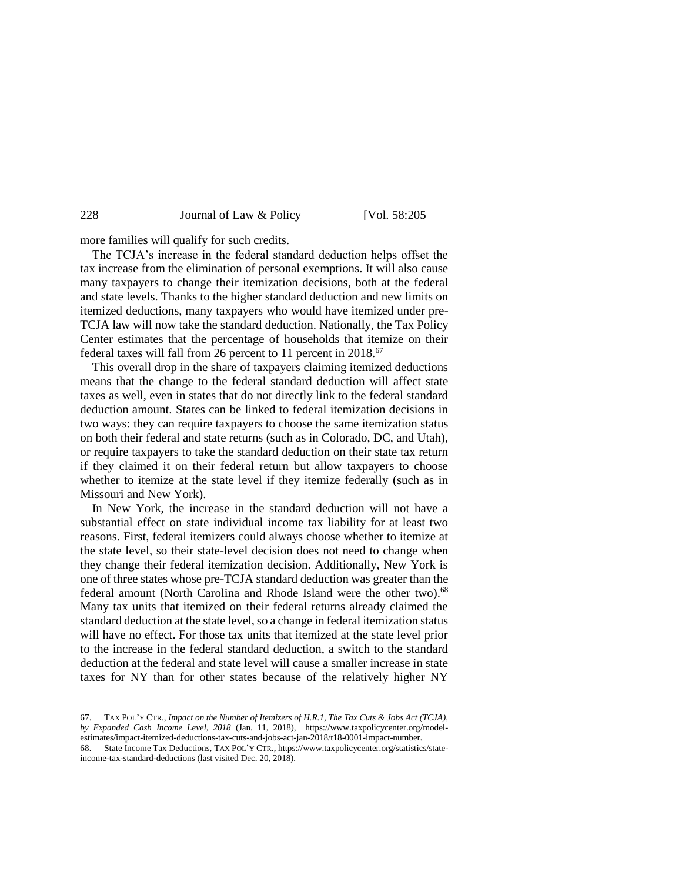more families will qualify for such credits.

The TCJA's increase in the federal standard deduction helps offset the tax increase from the elimination of personal exemptions. It will also cause many taxpayers to change their itemization decisions, both at the federal and state levels. Thanks to the higher standard deduction and new limits on itemized deductions, many taxpayers who would have itemized under pre-TCJA law will now take the standard deduction. Nationally, the Tax Policy Center estimates that the percentage of households that itemize on their federal taxes will fall from 26 percent to 11 percent in 2018.[67]

This overall drop in the share of taxpayers claiming itemized deductions means that the change to the federal standard deduction will affect state taxes as well, even in states that do not directly link to the federal standard deduction amount. States can be linked to federal itemization decisions in two ways: they can require taxpayers to choose the same itemization status on both their federal and state returns (such as in Colorado, DC, and Utah), or require taxpayers to take the standard deduction on their state tax return if they claimed it on their federal return but allow taxpayers to choose whether to itemize at the state level if they itemize federally (such as in Missouri and New York).

In New York, the increase in the standard deduction will not have a substantial effect on state individual income tax liability for at least two reasons. First, federal itemizers could always choose whether to itemize at the state level, so their state-level decision does not need to change when they change their federal itemization decision. Additionally, New York is one of three states whose pre-TCJA standard deduction was greater than the federal amount (North Carolina and Rhode Island were the other two).[68] Many tax units that itemized on their federal returns already claimed the standard deduction at the state level, so a change in federal itemization status will have no effect. For those tax units that itemized at the state level prior to the increase in the federal standard deduction, a switch to the standard deduction at the federal and state level will cause a smaller increase in state taxes for NY than for other states because of the relatively higher NY

---

67. TAX POL'Y CTR., *Impact on the Number of Itemizers of H.R.1, The Tax Cuts & Jobs Act (TCJA), by Expanded Cash Income Level, 2018* (Jan. 11, 2018), https://www.taxpolicycenter.org/model-estimates/impact-itemized-deductions-tax-cuts-and-jobs-act-jan-2018/t18-0001-impact-number.

68. State Income Tax Deductions, TAX POL'Y CTR., https://www.taxpolicycenter.org/statistics/state-income-tax-standard-deductions (last visited Dec. 20, 2018).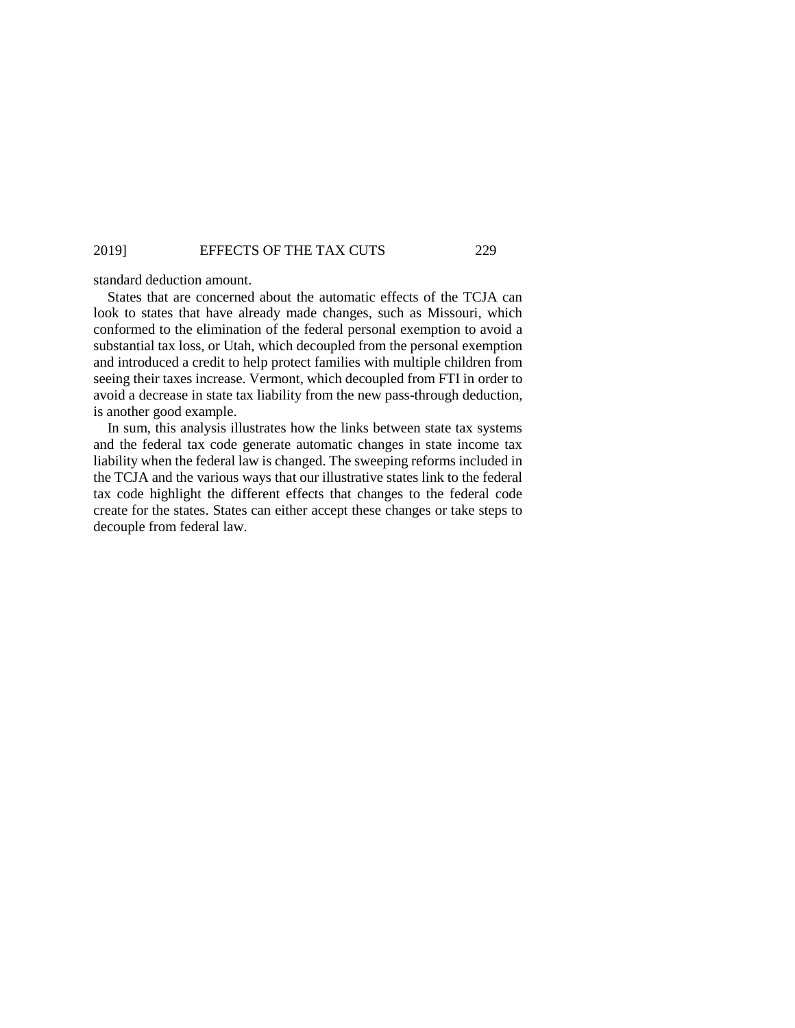standard deduction amount.

States that are concerned about the automatic effects of the TCJA can look to states that have already made changes, such as Missouri, which conformed to the elimination of the federal personal exemption to avoid a substantial tax loss, or Utah, which decoupled from the personal exemption and introduced a credit to help protect families with multiple children from seeing their taxes increase. Vermont, which decoupled from FTI in order to avoid a decrease in state tax liability from the new pass-through deduction, is another good example.

In sum, this analysis illustrates how the links between state tax systems and the federal tax code generate automatic changes in state income tax liability when the federal law is changed. The sweeping reforms included in the TCJA and the various ways that our illustrative states link to the federal tax code highlight the different effects that changes to the federal code create for the states. States can either accept these changes or take steps to decouple from federal law.